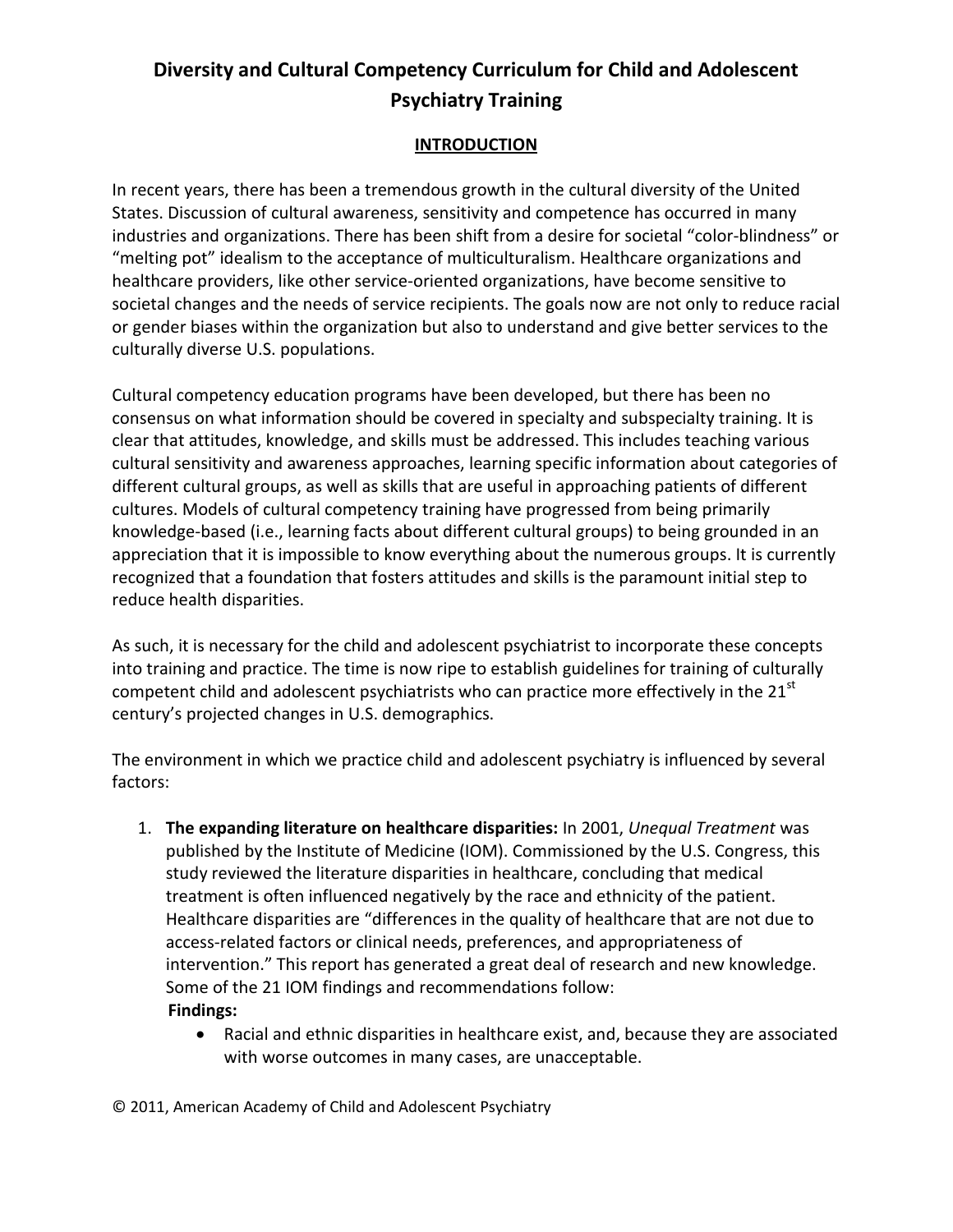# Diversity and Cultural Competency Curriculum for Child and Adolescent Psychiatry Training

## INTRODUCTION

In recent years, there has been a tremendous growth in the cultural diversity of the United States. Discussion of cultural awareness, sensitivity and competence has occurred in many industries and organizations. There has been shift from a desire for societal "color-blindness" or "melting pot" idealism to the acceptance of multiculturalism. Healthcare organizations and healthcare providers, like other service-oriented organizations, have become sensitive to societal changes and the needs of service recipients. The goals now are not only to reduce racial or gender biases within the organization but also to understand and give better services to the culturally diverse U.S. populations.

Cultural competency education programs have been developed, but there has been no consensus on what information should be covered in specialty and subspecialty training. It is clear that attitudes, knowledge, and skills must be addressed. This includes teaching various cultural sensitivity and awareness approaches, learning specific information about categories of different cultural groups, as well as skills that are useful in approaching patients of different cultures. Models of cultural competency training have progressed from being primarily knowledge-based (i.e., learning facts about different cultural groups) to being grounded in an appreciation that it is impossible to know everything about the numerous groups. It is currently recognized that a foundation that fosters attitudes and skills is the paramount initial step to reduce health disparities.

As such, it is necessary for the child and adolescent psychiatrist to incorporate these concepts into training and practice. The time is now ripe to establish guidelines for training of culturally competent child and adolescent psychiatrists who can practice more effectively in the 21st century's projected changes in U.S. demographics.

The environment in which we practice child and adolescent psychiatry is influenced by several factors:

1. **The expanding literature on healthcare disparities:** In 2001, *Unequal Treatment* was published by the Institute of Medicine (IOM). Commissioned by the U.S. Congress, this study reviewed the literature disparities in healthcare, concluding that medical treatment is often influenced negatively by the race and ethnicity of the patient. Healthcare disparities are "differences in the quality of healthcare that are not due to access-related factors or clinical needs, preferences, and appropriateness of intervention." This report has generated a great deal of research and new knowledge. Some of the 21 IOM findings and recommendations follow:

   **Findings:**

   - Racial and ethnic disparities in healthcare exist, and, because they are associated with worse outcomes in many cases, are unacceptable.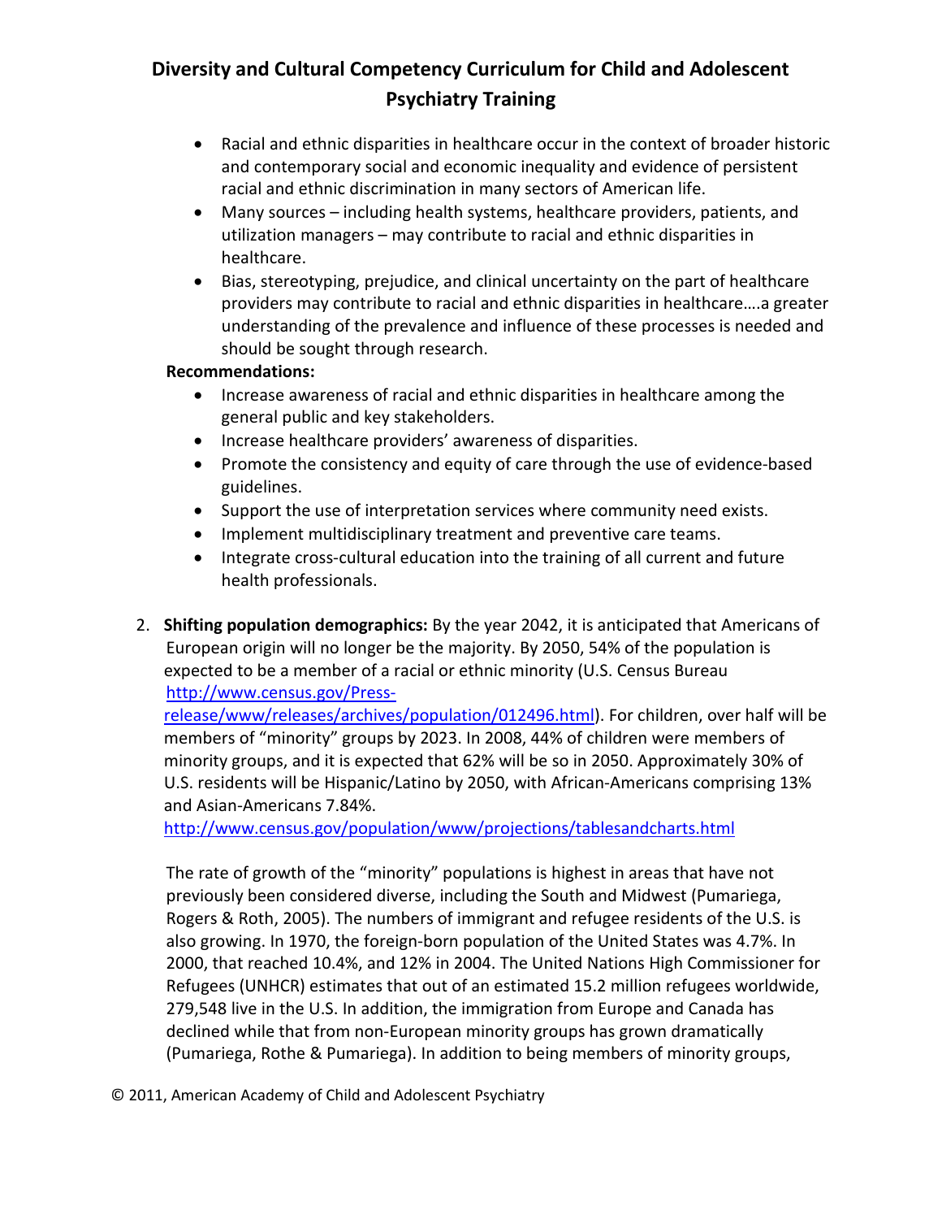- Racial and ethnic disparities in healthcare occur in the context of broader historic and contemporary social and economic inequality and evidence of persistent racial and ethnic discrimination in many sectors of American life.
- Many sources – including health systems, healthcare providers, patients, and utilization managers – may contribute to racial and ethnic disparities in healthcare.
- Bias, stereotyping, prejudice, and clinical uncertainty on the part of healthcare providers may contribute to racial and ethnic disparities in healthcare….a greater understanding of the prevalence and influence of these processes is needed and should be sought through research.

**Recommendations:**

- Increase awareness of racial and ethnic disparities in healthcare among the general public and key stakeholders.
- Increase healthcare providers' awareness of disparities.
- Promote the consistency and equity of care through the use of evidence-based guidelines.
- Support the use of interpretation services where community need exists.
- Implement multidisciplinary treatment and preventive care teams.
- Integrate cross-cultural education into the training of all current and future health professionals.

2. **Shifting population demographics:** By the year 2042, it is anticipated that Americans of European origin will no longer be the majority. By 2050, 54% of the population is expected to be a member of a racial or ethnic minority (U.S. Census Bureau http://www.census.gov/Press-release/www/releases/archives/population/012496.html). For children, over half will be members of "minority" groups by 2023. In 2008, 44% of children were members of minority groups, and it is expected that 62% will be so in 2050. Approximately 30% of U.S. residents will be Hispanic/Latino by 2050, with African-Americans comprising 13% and Asian-Americans 7.84%. http://www.census.gov/population/www/projections/tablesandcharts.html

   The rate of growth of the "minority" populations is highest in areas that have not previously been considered diverse, including the South and Midwest (Pumariega, Rogers & Roth, 2005). The numbers of immigrant and refugee residents of the U.S. is also growing. In 1970, the foreign-born population of the United States was 4.7%. In 2000, that reached 10.4%, and 12% in 2004. The United Nations High Commissioner for Refugees (UNHCR) estimates that out of an estimated 15.2 million refugees worldwide, 279,548 live in the U.S. In addition, the immigration from Europe and Canada has declined while that from non-European minority groups has grown dramatically (Pumariega, Rothe & Pumariega). In addition to being members of minority groups,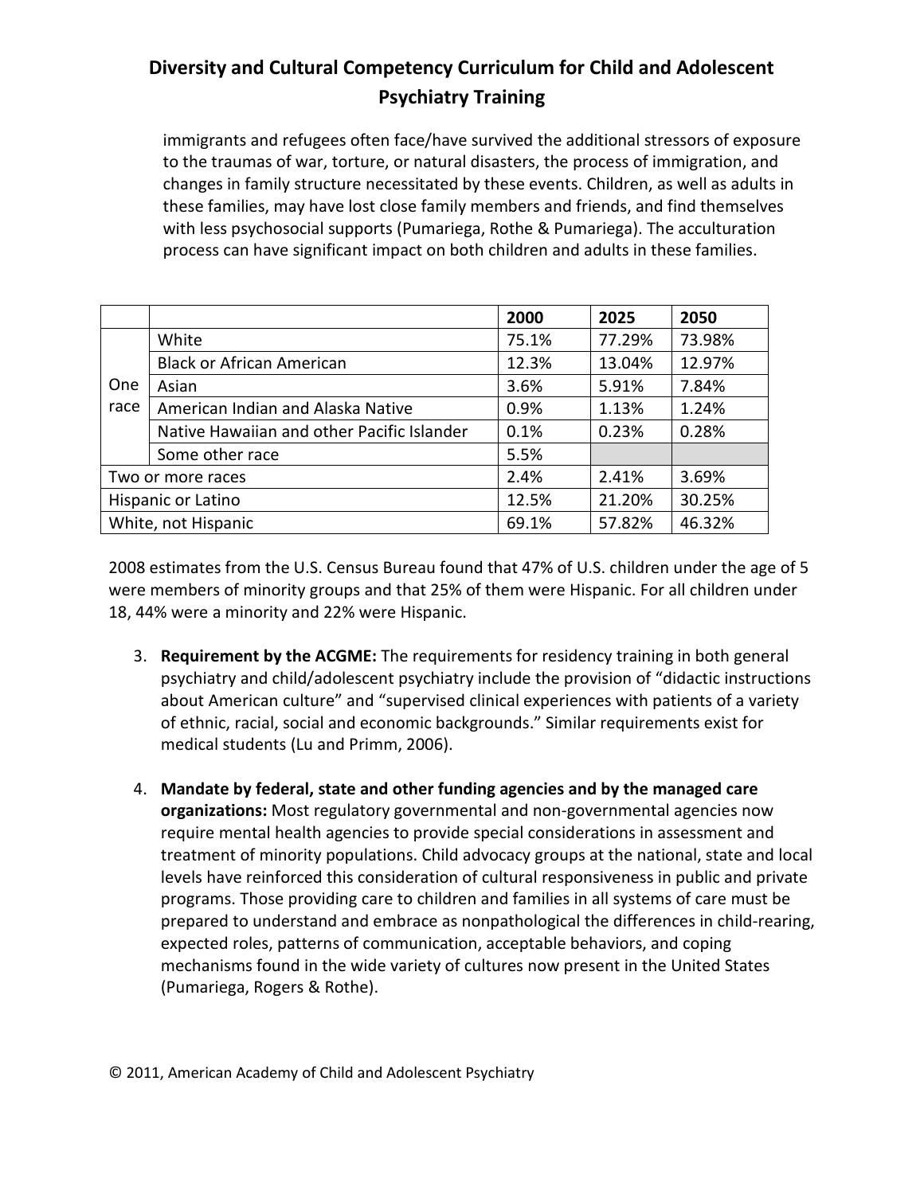immigrants and refugees often face/have survived the additional stressors of exposure to the traumas of war, torture, or natural disasters, the process of immigration, and changes in family structure necessitated by these events. Children, as well as adults in these families, may have lost close family members and friends, and find themselves with less psychosocial supports (Pumariega, Rothe & Pumariega). The acculturation process can have significant impact on both children and adults in these families.

| | | 2000 | 2025 | 2050 |
|---|---|---|---|---|
| One race | White | 75.1% | 77.29% | 73.98% |
| | Black or African American | 12.3% | 13.04% | 12.97% |
| | Asian | 3.6% | 5.91% | 7.84% |
| | American Indian and Alaska Native | 0.9% | 1.13% | 1.24% |
| | Native Hawaiian and other Pacific Islander | 0.1% | 0.23% | 0.28% |
| | Some other race | 5.5% | | |
| Two or more races | | 2.4% | 2.41% | 3.69% |
| Hispanic or Latino | | 12.5% | 21.20% | 30.25% |
| White, not Hispanic | | 69.1% | 57.82% | 46.32% |

2008 estimates from the U.S. Census Bureau found that 47% of U.S. children under the age of 5 were members of minority groups and that 25% of them were Hispanic. For all children under 18, 44% were a minority and 22% were Hispanic.

3. **Requirement by the ACGME:** The requirements for residency training in both general psychiatry and child/adolescent psychiatry include the provision of "didactic instructions about American culture" and "supervised clinical experiences with patients of a variety of ethnic, racial, social and economic backgrounds." Similar requirements exist for medical students (Lu and Primm, 2006).

4. **Mandate by federal, state and other funding agencies and by the managed care organizations:** Most regulatory governmental and non-governmental agencies now require mental health agencies to provide special considerations in assessment and treatment of minority populations. Child advocacy groups at the national, state and local levels have reinforced this consideration of cultural responsiveness in public and private programs. Those providing care to children and families in all systems of care must be prepared to understand and embrace as nonpathological the differences in child-rearing, expected roles, patterns of communication, acceptable behaviors, and coping mechanisms found in the wide variety of cultures now present in the United States (Pumariega, Rogers & Rothe).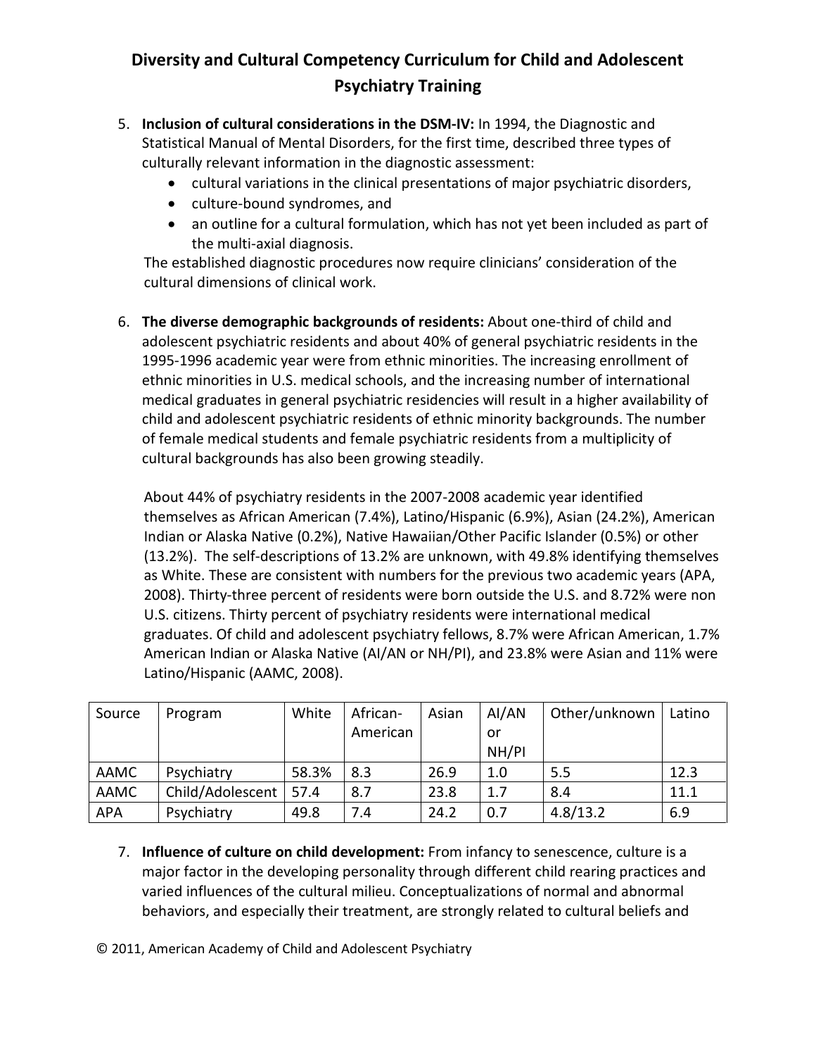# Diversity and Cultural Competency Curriculum for Child and Adolescent Psychiatry Training

5. **Inclusion of cultural considerations in the DSM-IV:** In 1994, the Diagnostic and Statistical Manual of Mental Disorders, for the first time, described three types of culturally relevant information in the diagnostic assessment:
   - cultural variations in the clinical presentations of major psychiatric disorders,
   - culture-bound syndromes, and
   - an outline for a cultural formulation, which has not yet been included as part of the multi-axial diagnosis.

   The established diagnostic procedures now require clinicians' consideration of the cultural dimensions of clinical work.

6. **The diverse demographic backgrounds of residents:** About one-third of child and adolescent psychiatric residents and about 40% of general psychiatric residents in the 1995-1996 academic year were from ethnic minorities. The increasing enrollment of ethnic minorities in U.S. medical schools, and the increasing number of international medical graduates in general psychiatric residencies will result in a higher availability of child and adolescent psychiatric residents of ethnic minority backgrounds. The number of female medical students and female psychiatric residents from a multiplicity of cultural backgrounds has also been growing steadily.

   About 44% of psychiatry residents in the 2007-2008 academic year identified themselves as African American (7.4%), Latino/Hispanic (6.9%), Asian (24.2%), American Indian or Alaska Native (0.2%), Native Hawaiian/Other Pacific Islander (0.5%) or other (13.2%). The self-descriptions of 13.2% are unknown, with 49.8% identifying themselves as White. These are consistent with numbers for the previous two academic years (APA, 2008). Thirty-three percent of residents were born outside the U.S. and 8.72% were non U.S. citizens. Thirty percent of psychiatry residents were international medical graduates. Of child and adolescent psychiatry fellows, 8.7% were African American, 1.7% American Indian or Alaska Native (AI/AN or NH/PI), and 23.8% were Asian and 11% were Latino/Hispanic (AAMC, 2008).

| Source | Program | White | African-American | Asian | AI/AN or NH/PI | Other/unknown | Latino |
|---|---|---|---|---|---|---|---|
| AAMC | Psychiatry | 58.3% | 8.3 | 26.9 | 1.0 | 5.5 | 12.3 |
| AAMC | Child/Adolescent | 57.4 | 8.7 | 23.8 | 1.7 | 8.4 | 11.1 |
| APA | Psychiatry | 49.8 | 7.4 | 24.2 | 0.7 | 4.8/13.2 | 6.9 |

7. **Influence of culture on child development:** From infancy to senescence, culture is a major factor in the developing personality through different child rearing practices and varied influences of the cultural milieu. Conceptualizations of normal and abnormal behaviors, and especially their treatment, are strongly related to cultural beliefs and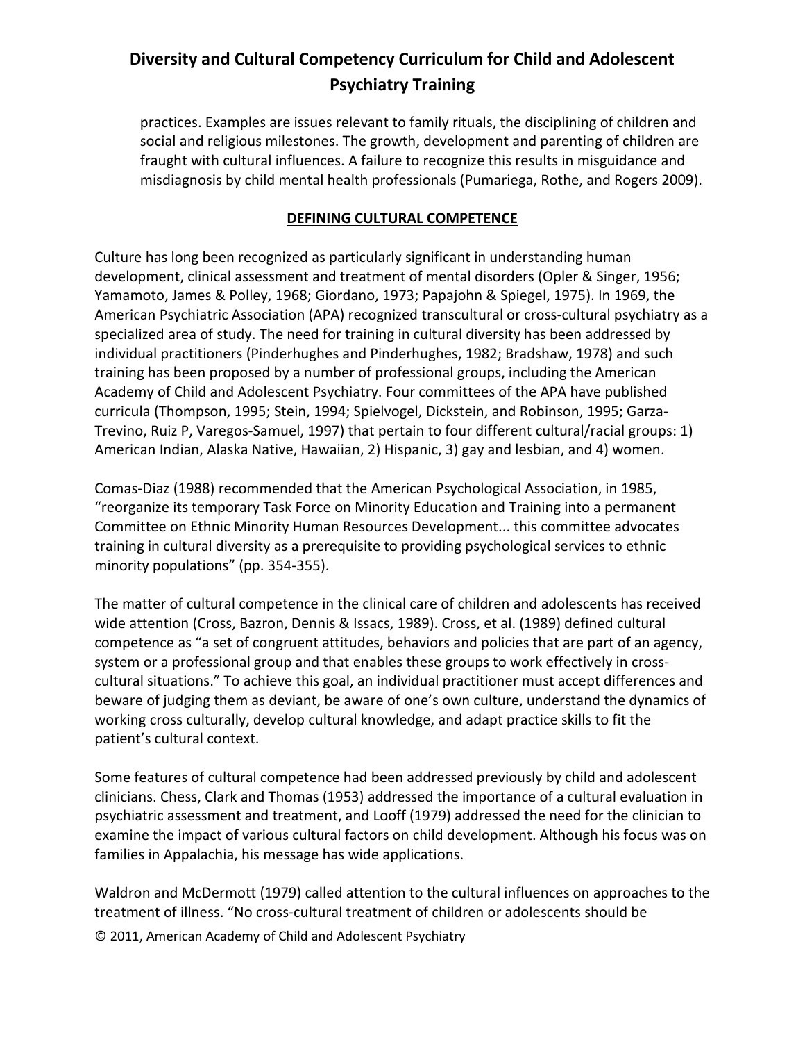practices. Examples are issues relevant to family rituals, the disciplining of children and social and religious milestones. The growth, development and parenting of children are fraught with cultural influences. A failure to recognize this results in misguidance and misdiagnosis by child mental health professionals (Pumariega, Rothe, and Rogers 2009).

## DEFINING CULTURAL COMPETENCE

Culture has long been recognized as particularly significant in understanding human development, clinical assessment and treatment of mental disorders (Opler & Singer, 1956; Yamamoto, James & Polley, 1968; Giordano, 1973; Papajohn & Spiegel, 1975). In 1969, the American Psychiatric Association (APA) recognized transcultural or cross-cultural psychiatry as a specialized area of study. The need for training in cultural diversity has been addressed by individual practitioners (Pinderhughes and Pinderhughes, 1982; Bradshaw, 1978) and such training has been proposed by a number of professional groups, including the American Academy of Child and Adolescent Psychiatry. Four committees of the APA have published curricula (Thompson, 1995; Stein, 1994; Spielvogel, Dickstein, and Robinson, 1995; Garza-Trevino, Ruiz P, Varegos-Samuel, 1997) that pertain to four different cultural/racial groups: 1) American Indian, Alaska Native, Hawaiian, 2) Hispanic, 3) gay and lesbian, and 4) women.

Comas-Diaz (1988) recommended that the American Psychological Association, in 1985, "reorganize its temporary Task Force on Minority Education and Training into a permanent Committee on Ethnic Minority Human Resources Development... this committee advocates training in cultural diversity as a prerequisite to providing psychological services to ethnic minority populations" (pp. 354-355).

The matter of cultural competence in the clinical care of children and adolescents has received wide attention (Cross, Bazron, Dennis & Issacs, 1989). Cross, et al. (1989) defined cultural competence as "a set of congruent attitudes, behaviors and policies that are part of an agency, system or a professional group and that enables these groups to work effectively in cross-cultural situations." To achieve this goal, an individual practitioner must accept differences and beware of judging them as deviant, be aware of one's own culture, understand the dynamics of working cross culturally, develop cultural knowledge, and adapt practice skills to fit the patient's cultural context.

Some features of cultural competence had been addressed previously by child and adolescent clinicians. Chess, Clark and Thomas (1953) addressed the importance of a cultural evaluation in psychiatric assessment and treatment, and Looff (1979) addressed the need for the clinician to examine the impact of various cultural factors on child development. Although his focus was on families in Appalachia, his message has wide applications.

Waldron and McDermott (1979) called attention to the cultural influences on approaches to the treatment of illness. "No cross-cultural treatment of children or adolescents should be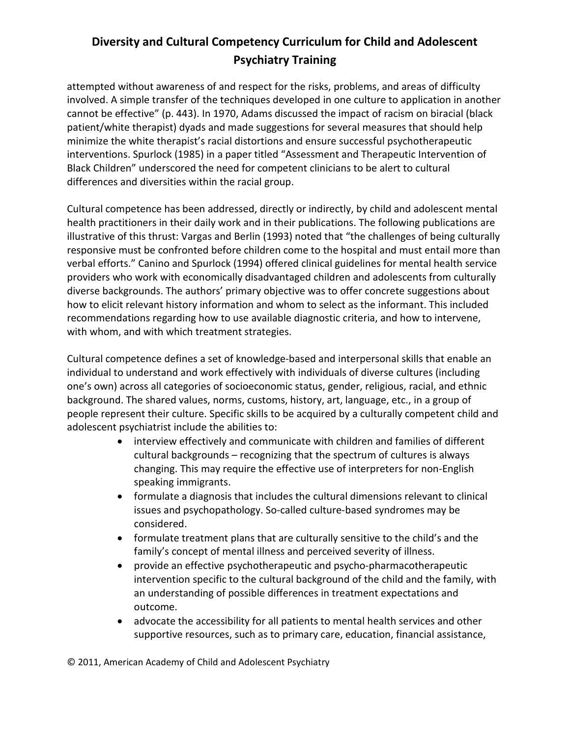attempted without awareness of and respect for the risks, problems, and areas of difficulty involved. A simple transfer of the techniques developed in one culture to application in another cannot be effective" (p. 443). In 1970, Adams discussed the impact of racism on biracial (black patient/white therapist) dyads and made suggestions for several measures that should help minimize the white therapist's racial distortions and ensure successful psychotherapeutic interventions. Spurlock (1985) in a paper titled "Assessment and Therapeutic Intervention of Black Children" underscored the need for competent clinicians to be alert to cultural differences and diversities within the racial group.

Cultural competence has been addressed, directly or indirectly, by child and adolescent mental health practitioners in their daily work and in their publications. The following publications are illustrative of this thrust: Vargas and Berlin (1993) noted that "the challenges of being culturally responsive must be confronted before children come to the hospital and must entail more than verbal efforts." Canino and Spurlock (1994) offered clinical guidelines for mental health service providers who work with economically disadvantaged children and adolescents from culturally diverse backgrounds. The authors' primary objective was to offer concrete suggestions about how to elicit relevant history information and whom to select as the informant. This included recommendations regarding how to use available diagnostic criteria, and how to intervene, with whom, and with which treatment strategies.

Cultural competence defines a set of knowledge-based and interpersonal skills that enable an individual to understand and work effectively with individuals of diverse cultures (including one's own) across all categories of socioeconomic status, gender, religious, racial, and ethnic background. The shared values, norms, customs, history, art, language, etc., in a group of people represent their culture. Specific skills to be acquired by a culturally competent child and adolescent psychiatrist include the abilities to:

- interview effectively and communicate with children and families of different cultural backgrounds – recognizing that the spectrum of cultures is always changing. This may require the effective use of interpreters for non-English speaking immigrants.
- formulate a diagnosis that includes the cultural dimensions relevant to clinical issues and psychopathology. So-called culture-based syndromes may be considered.
- formulate treatment plans that are culturally sensitive to the child's and the family's concept of mental illness and perceived severity of illness.
- provide an effective psychotherapeutic and psycho-pharmacotherapeutic intervention specific to the cultural background of the child and the family, with an understanding of possible differences in treatment expectations and outcome.
- advocate the accessibility for all patients to mental health services and other supportive resources, such as to primary care, education, financial assistance,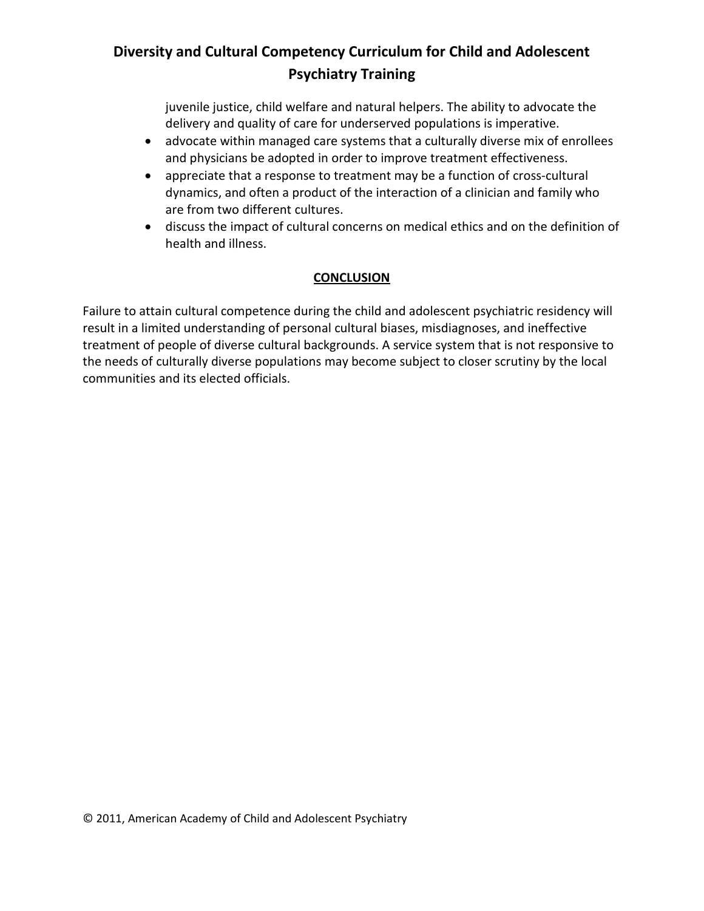juvenile justice, child welfare and natural helpers. The ability to advocate the delivery and quality of care for underserved populations is imperative.

- advocate within managed care systems that a culturally diverse mix of enrollees and physicians be adopted in order to improve treatment effectiveness.
- appreciate that a response to treatment may be a function of cross-cultural dynamics, and often a product of the interaction of a clinician and family who are from two different cultures.
- discuss the impact of cultural concerns on medical ethics and on the definition of health and illness.

## CONCLUSION

Failure to attain cultural competence during the child and adolescent psychiatric residency will result in a limited understanding of personal cultural biases, misdiagnoses, and ineffective treatment of people of diverse cultural backgrounds. A service system that is not responsive to the needs of culturally diverse populations may become subject to closer scrutiny by the local communities and its elected officials.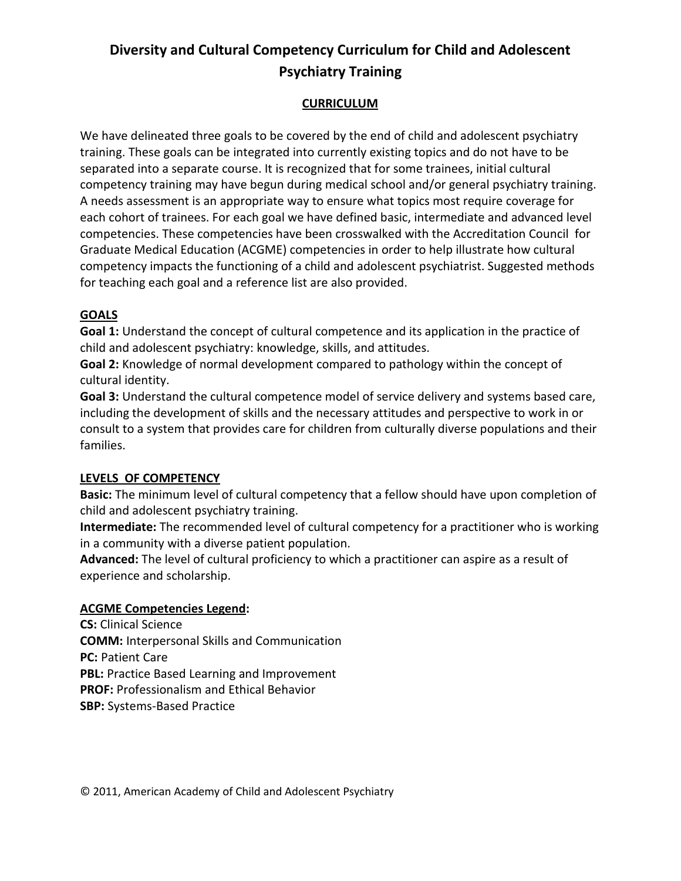# Diversity and Cultural Competency Curriculum for Child and Adolescent Psychiatry Training

## CURRICULUM

We have delineated three goals to be covered by the end of child and adolescent psychiatry training. These goals can be integrated into currently existing topics and do not have to be separated into a separate course. It is recognized that for some trainees, initial cultural competency training may have begun during medical school and/or general psychiatry training. A needs assessment is an appropriate way to ensure what topics most require coverage for each cohort of trainees. For each goal we have defined basic, intermediate and advanced level competencies. These competencies have been crosswalked with the Accreditation Council for Graduate Medical Education (ACGME) competencies in order to help illustrate how cultural competency impacts the functioning of a child and adolescent psychiatrist. Suggested methods for teaching each goal and a reference list are also provided.

### GOALS

**Goal 1:** Understand the concept of cultural competence and its application in the practice of child and adolescent psychiatry: knowledge, skills, and attitudes.

**Goal 2:** Knowledge of normal development compared to pathology within the concept of cultural identity.

**Goal 3:** Understand the cultural competence model of service delivery and systems based care, including the development of skills and the necessary attitudes and perspective to work in or consult to a system that provides care for children from culturally diverse populations and their families.

### LEVELS OF COMPETENCY

**Basic:** The minimum level of cultural competency that a fellow should have upon completion of child and adolescent psychiatry training.

**Intermediate:** The recommended level of cultural competency for a practitioner who is working in a community with a diverse patient population.

**Advanced:** The level of cultural proficiency to which a practitioner can aspire as a result of experience and scholarship.

### ACGME Competencies Legend:

**CS:** Clinical Science
**COMM:** Interpersonal Skills and Communication
**PC:** Patient Care
**PBL:** Practice Based Learning and Improvement
**PROF:** Professionalism and Ethical Behavior
**SBP:** Systems-Based Practice

© 2011, American Academy of Child and Adolescent Psychiatry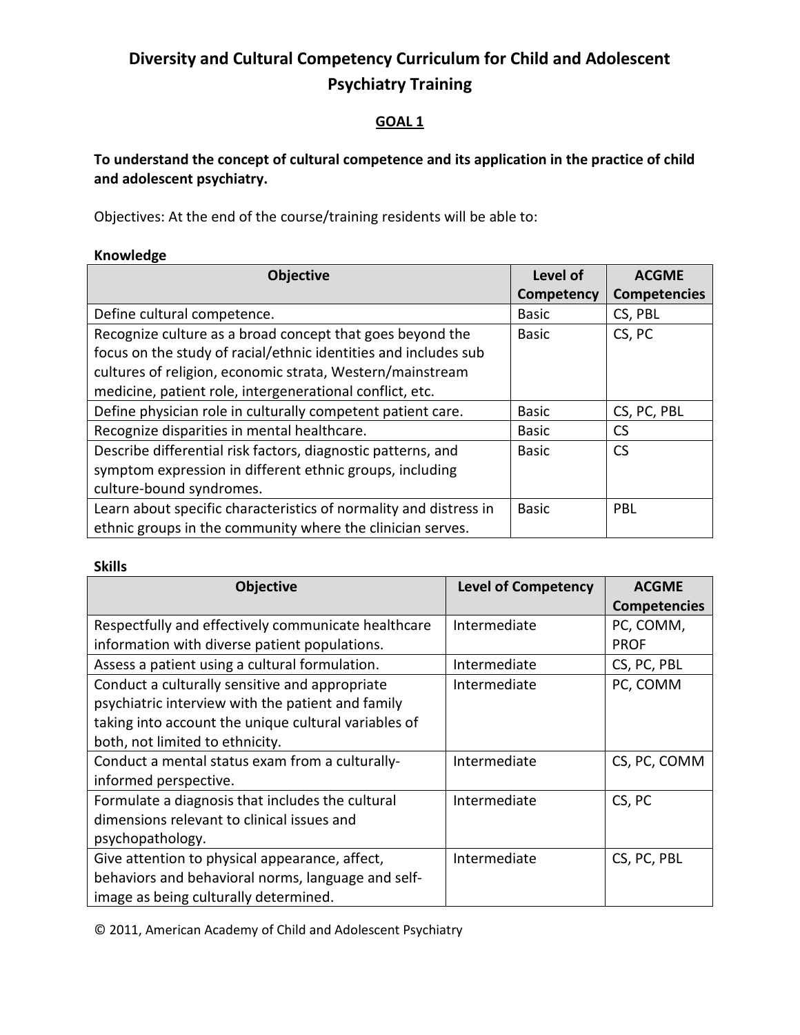# Diversity and Cultural Competency Curriculum for Child and Adolescent Psychiatry Training

## GOAL 1

**To understand the concept of cultural competence and its application in the practice of child and adolescent psychiatry.**

Objectives: At the end of the course/training residents will be able to:

**Knowledge**

| Objective | Level of Competency | ACGME Competencies |
|---|---|---|
| Define cultural competence. | Basic | CS, PBL |
| Recognize culture as a broad concept that goes beyond the focus on the study of racial/ethnic identities and includes sub cultures of religion, economic strata, Western/mainstream medicine, patient role, intergenerational conflict, etc. | Basic | CS, PC |
| Define physician role in culturally competent patient care. | Basic | CS, PC, PBL |
| Recognize disparities in mental healthcare. | Basic | CS |
| Describe differential risk factors, diagnostic patterns, and symptom expression in different ethnic groups, including culture-bound syndromes. | Basic | CS |
| Learn about specific characteristics of normality and distress in ethnic groups in the community where the clinician serves. | Basic | PBL |

**Skills**

| Objective | Level of Competency | ACGME Competencies |
|---|---|---|
| Respectfully and effectively communicate healthcare information with diverse patient populations. | Intermediate | PC, COMM, PROF |
| Assess a patient using a cultural formulation. | Intermediate | CS, PC, PBL |
| Conduct a culturally sensitive and appropriate psychiatric interview with the patient and family taking into account the unique cultural variables of both, not limited to ethnicity. | Intermediate | PC, COMM |
| Conduct a mental status exam from a culturally-informed perspective. | Intermediate | CS, PC, COMM |
| Formulate a diagnosis that includes the cultural dimensions relevant to clinical issues and psychopathology. | Intermediate | CS, PC |
| Give attention to physical appearance, affect, behaviors and behavioral norms, language and self-image as being culturally determined. | Intermediate | CS, PC, PBL |

© 2011, American Academy of Child and Adolescent Psychiatry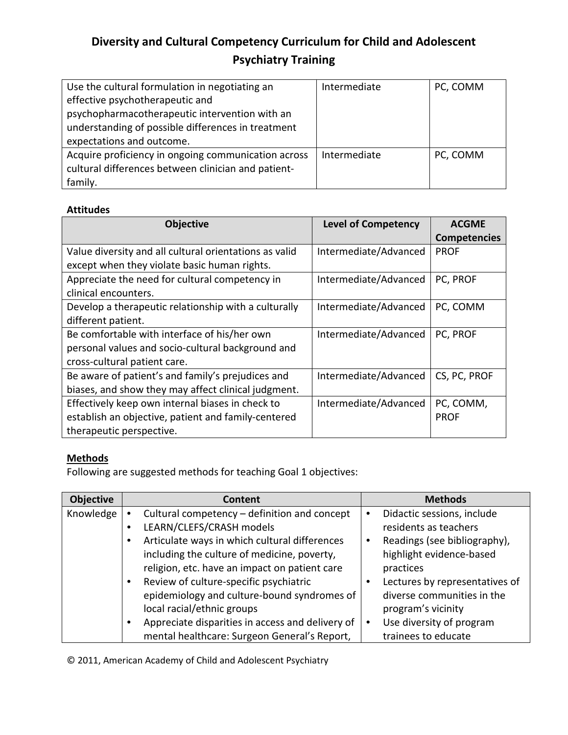# Diversity and Cultural Competency Curriculum for Child and Adolescent Psychiatry Training

| | | |
|---|---|---|
| Use the cultural formulation in negotiating an effective psychotherapeutic and psychopharmacotherapeutic intervention with an understanding of possible differences in treatment expectations and outcome. | Intermediate | PC, COMM |
| Acquire proficiency in ongoing communication across cultural differences between clinician and patient-family. | Intermediate | PC, COMM |

**Attitudes**

| Objective | Level of Competency | ACGME Competencies |
|---|---|---|
| Value diversity and all cultural orientations as valid except when they violate basic human rights. | Intermediate/Advanced | PROF |
| Appreciate the need for cultural competency in clinical encounters. | Intermediate/Advanced | PC, PROF |
| Develop a therapeutic relationship with a culturally different patient. | Intermediate/Advanced | PC, COMM |
| Be comfortable with interface of his/her own personal values and socio-cultural background and cross-cultural patient care. | Intermediate/Advanced | PC, PROF |
| Be aware of patient's and family's prejudices and biases, and show they may affect clinical judgment. | Intermediate/Advanced | CS, PC, PROF |
| Effectively keep own internal biases in check to establish an objective, patient and family-centered therapeutic perspective. | Intermediate/Advanced | PC, COMM, PROF |

**Methods**

Following are suggested methods for teaching Goal 1 objectives:

| Objective | Content | Methods |
|---|---|---|
| Knowledge | • Cultural competency – definition and concept<br>• LEARN/CLEFS/CRASH models<br>• Articulate ways in which cultural differences including the culture of medicine, poverty, religion, etc. have an impact on patient care<br>• Review of culture-specific psychiatric epidemiology and culture-bound syndromes of local racial/ethnic groups<br>• Appreciate disparities in access and delivery of mental healthcare: Surgeon General's Report, | • Didactic sessions, include residents as teachers<br>• Readings (see bibliography), highlight evidence-based practices<br>• Lectures by representatives of diverse communities in the program's vicinity<br>• Use diversity of program trainees to educate |

© 2011, American Academy of Child and Adolescent Psychiatry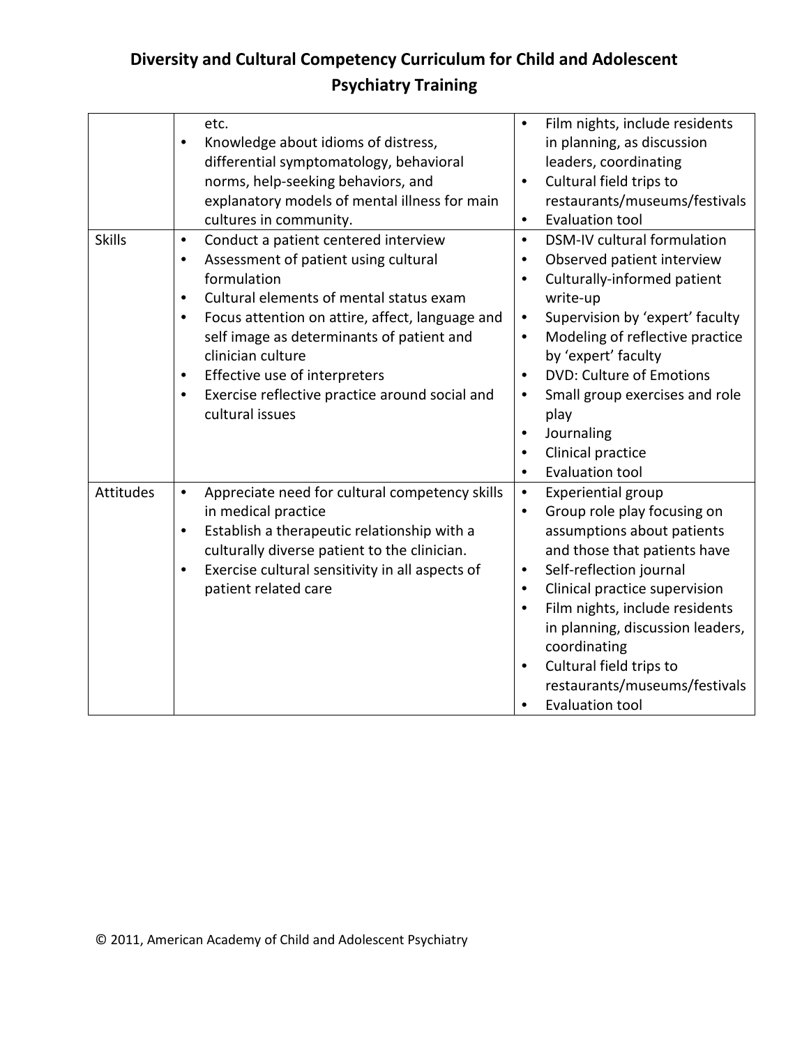# Diversity and Cultural Competency Curriculum for Child and Adolescent Psychiatry Training

| | | |
|---|---|---|
| | etc.<br>• Knowledge about idioms of distress, differential symptomatology, behavioral norms, help-seeking behaviors, and explanatory models of mental illness for main cultures in community. | • Film nights, include residents in planning, as discussion leaders, coordinating<br>• Cultural field trips to restaurants/museums/festivals<br>• Evaluation tool |
| Skills | • Conduct a patient centered interview<br>• Assessment of patient using cultural formulation<br>• Cultural elements of mental status exam<br>• Focus attention on attire, affect, language and self image as determinants of patient and clinician culture<br>• Effective use of interpreters<br>• Exercise reflective practice around social and cultural issues | • DSM-IV cultural formulation<br>• Observed patient interview<br>• Culturally-informed patient write-up<br>• Supervision by 'expert' faculty<br>• Modeling of reflective practice by 'expert' faculty<br>• DVD: Culture of Emotions<br>• Small group exercises and role play<br>• Journaling<br>• Clinical practice<br>• Evaluation tool |
| Attitudes | • Appreciate need for cultural competency skills in medical practice<br>• Establish a therapeutic relationship with a culturally diverse patient to the clinician.<br>• Exercise cultural sensitivity in all aspects of patient related care | • Experiential group<br>• Group role play focusing on assumptions about patients and those that patients have<br>• Self-reflection journal<br>• Clinical practice supervision<br>• Film nights, include residents in planning, discussion leaders, coordinating<br>• Cultural field trips to restaurants/museums/festivals<br>• Evaluation tool |

© 2011, American Academy of Child and Adolescent Psychiatry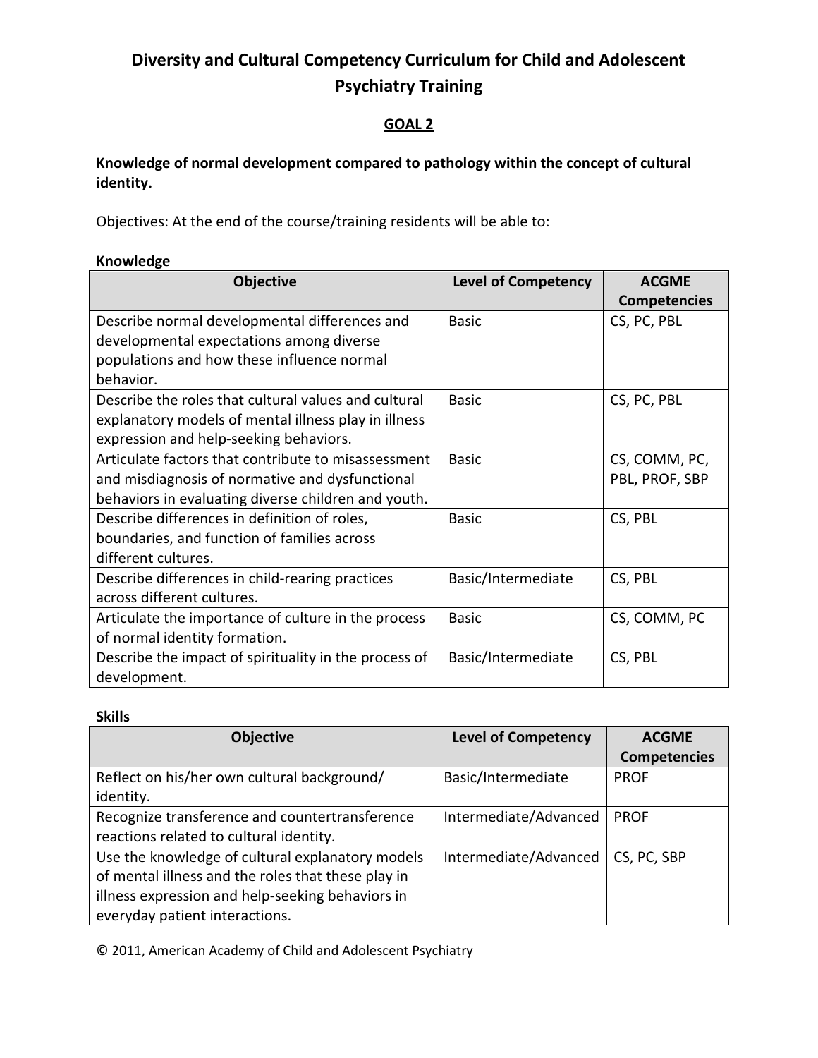# Diversity and Cultural Competency Curriculum for Child and Adolescent Psychiatry Training

## GOAL 2

**Knowledge of normal development compared to pathology within the concept of cultural identity.**

Objectives: At the end of the course/training residents will be able to:

**Knowledge**

| Objective | Level of Competency | ACGME Competencies |
|---|---|---|
| Describe normal developmental differences and developmental expectations among diverse populations and how these influence normal behavior. | Basic | CS, PC, PBL |
| Describe the roles that cultural values and cultural explanatory models of mental illness play in illness expression and help-seeking behaviors. | Basic | CS, PC, PBL |
| Articulate factors that contribute to misassessment and misdiagnosis of normative and dysfunctional behaviors in evaluating diverse children and youth. | Basic | CS, COMM, PC, PBL, PROF, SBP |
| Describe differences in definition of roles, boundaries, and function of families across different cultures. | Basic | CS, PBL |
| Describe differences in child-rearing practices across different cultures. | Basic/Intermediate | CS, PBL |
| Articulate the importance of culture in the process of normal identity formation. | Basic | CS, COMM, PC |
| Describe the impact of spirituality in the process of development. | Basic/Intermediate | CS, PBL |

**Skills**

| Objective | Level of Competency | ACGME Competencies |
|---|---|---|
| Reflect on his/her own cultural background/ identity. | Basic/Intermediate | PROF |
| Recognize transference and countertransference reactions related to cultural identity. | Intermediate/Advanced | PROF |
| Use the knowledge of cultural explanatory models of mental illness and the roles that these play in illness expression and help-seeking behaviors in everyday patient interactions. | Intermediate/Advanced | CS, PC, SBP |

© 2011, American Academy of Child and Adolescent Psychiatry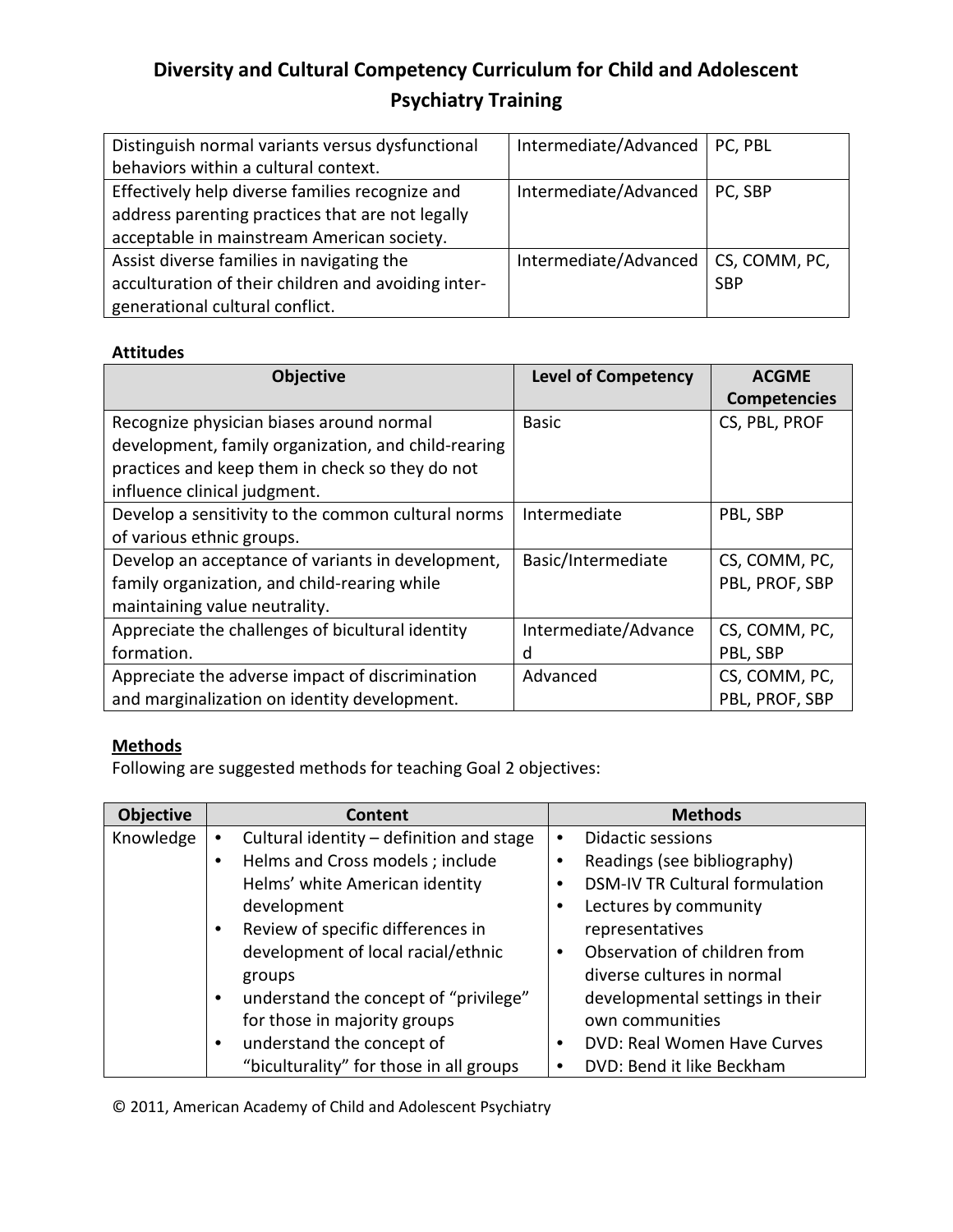| | | |
|---|---|---|
| Distinguish normal variants versus dysfunctional behaviors within a cultural context. | Intermediate/Advanced | PC, PBL |
| Effectively help diverse families recognize and address parenting practices that are not legally acceptable in mainstream American society. | Intermediate/Advanced | PC, SBP |
| Assist diverse families in navigating the acculturation of their children and avoiding inter-generational cultural conflict. | Intermediate/Advanced | CS, COMM, PC, SBP |

**Attitudes**

| Objective | Level of Competency | ACGME Competencies |
|---|---|---|
| Recognize physician biases around normal development, family organization, and child-rearing practices and keep them in check so they do not influence clinical judgment. | Basic | CS, PBL, PROF |
| Develop a sensitivity to the common cultural norms of various ethnic groups. | Intermediate | PBL, SBP |
| Develop an acceptance of variants in development, family organization, and child-rearing while maintaining value neutrality. | Basic/Intermediate | CS, COMM, PC, PBL, PROF, SBP |
| Appreciate the challenges of bicultural identity formation. | Intermediate/Advanced | CS, COMM, PC, PBL, SBP |
| Appreciate the adverse impact of discrimination and marginalization on identity development. | Advanced | CS, COMM, PC, PBL, PROF, SBP |

**Methods**

Following are suggested methods for teaching Goal 2 objectives:

| Objective | Content | Methods |
|---|---|---|
| Knowledge | • Cultural identity – definition and stage<br>• Helms and Cross models ; include Helms' white American identity development<br>• Review of specific differences in development of local racial/ethnic groups<br>• understand the concept of "privilege" for those in majority groups<br>• understand the concept of "biculturality" for those in all groups | • Didactic sessions<br>• Readings (see bibliography)<br>• DSM-IV TR Cultural formulation<br>• Lectures by community representatives<br>• Observation of children from diverse cultures in normal developmental settings in their own communities<br>• DVD: Real Women Have Curves<br>• DVD: Bend it like Beckham |

© 2011, American Academy of Child and Adolescent Psychiatry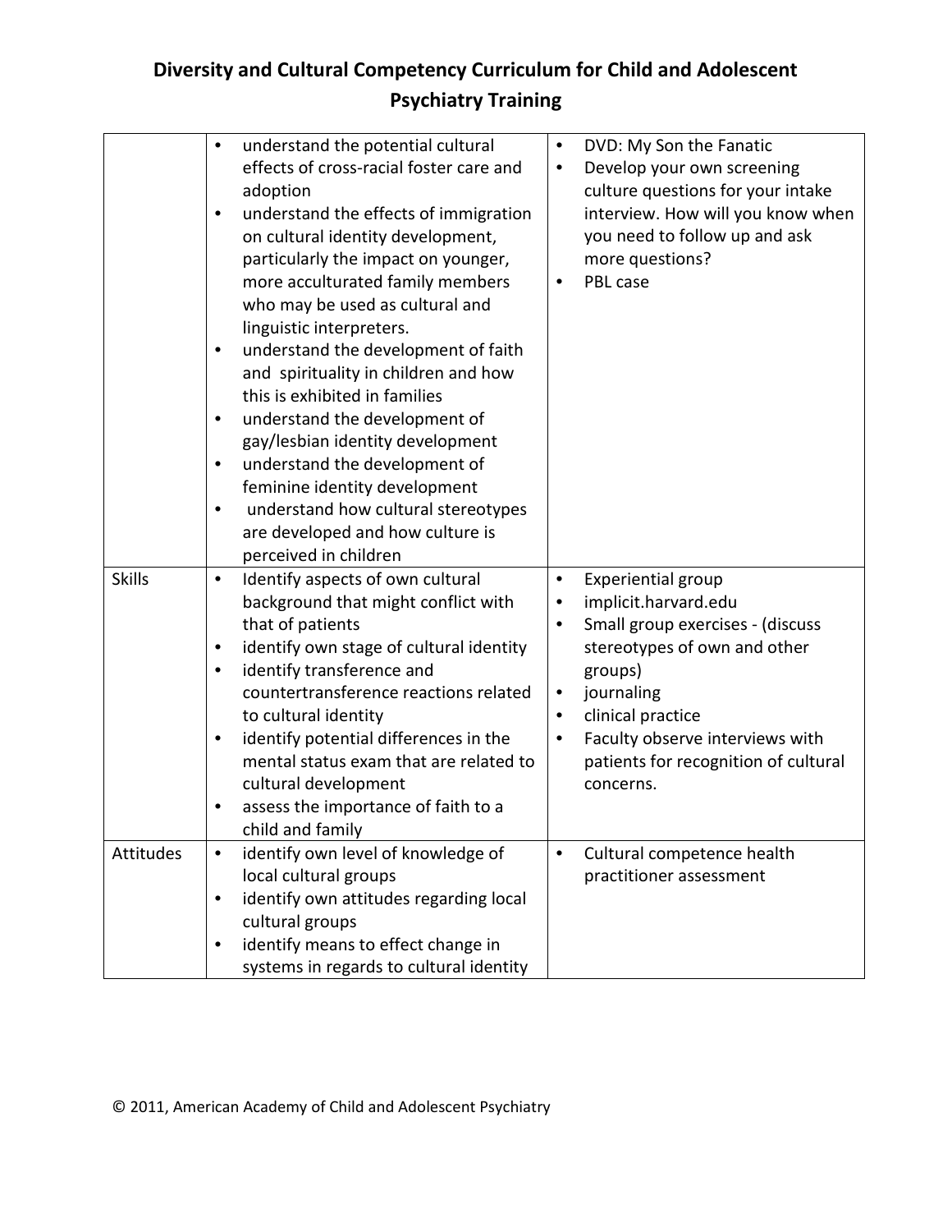# Diversity and Cultural Competency Curriculum for Child and Adolescent Psychiatry Training

| | | |
|---|---|---|
| | • understand the potential cultural effects of cross-racial foster care and adoption<br>• understand the effects of immigration on cultural identity development, particularly the impact on younger, more acculturated family members who may be used as cultural and linguistic interpreters.<br>• understand the development of faith and spirituality in children and how this is exhibited in families<br>• understand the development of gay/lesbian identity development<br>• understand the development of feminine identity development<br>• understand how cultural stereotypes are developed and how culture is perceived in children | • DVD: My Son the Fanatic<br>• Develop your own screening culture questions for your intake interview. How will you know when you need to follow up and ask more questions?<br>• PBL case |
| Skills | • Identify aspects of own cultural background that might conflict with that of patients<br>• identify own stage of cultural identity<br>• identify transference and countertransference reactions related to cultural identity<br>• identify potential differences in the mental status exam that are related to cultural development<br>• assess the importance of faith to a child and family | • Experiential group<br>• implicit.harvard.edu<br>• Small group exercises - (discuss stereotypes of own and other groups)<br>• journaling<br>• clinical practice<br>• Faculty observe interviews with patients for recognition of cultural concerns. |
| Attitudes | • identify own level of knowledge of local cultural groups<br>• identify own attitudes regarding local cultural groups<br>• identify means to effect change in systems in regards to cultural identity | • Cultural competence health practitioner assessment |

© 2011, American Academy of Child and Adolescent Psychiatry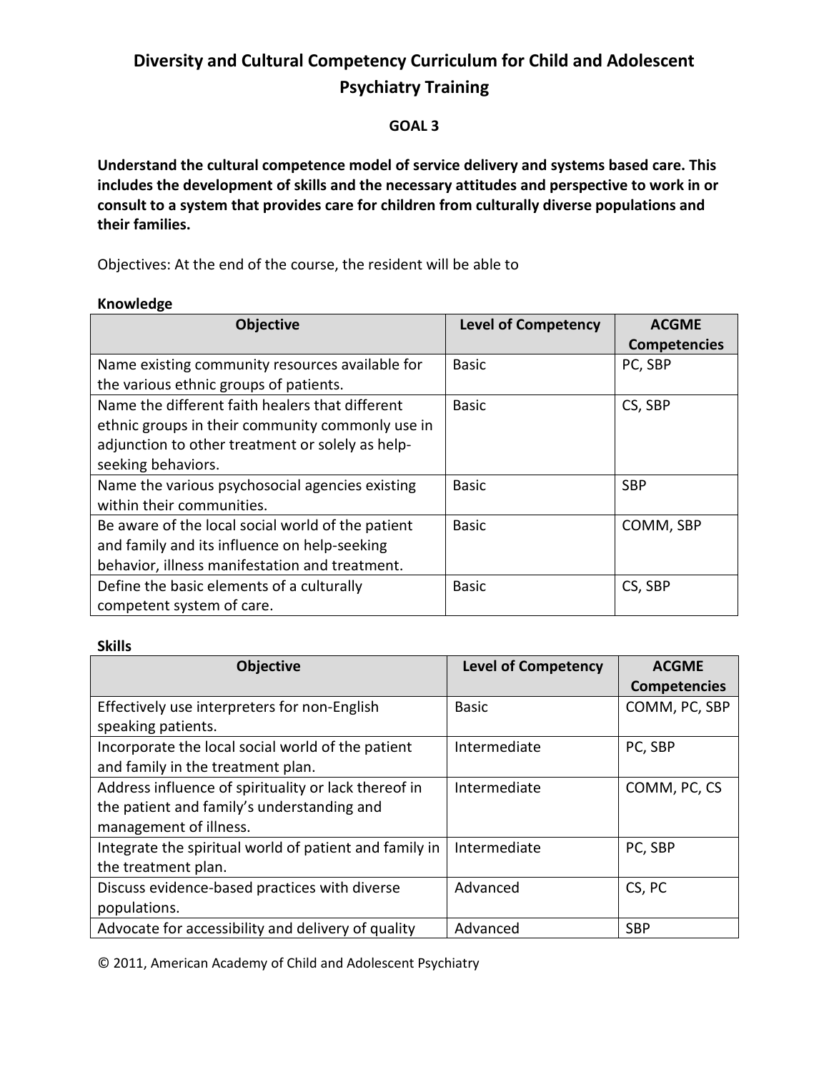# Diversity and Cultural Competency Curriculum for Child and Adolescent Psychiatry Training

## GOAL 3

**Understand the cultural competence model of service delivery and systems based care. This includes the development of skills and the necessary attitudes and perspective to work in or consult to a system that provides care for children from culturally diverse populations and their families.**

Objectives: At the end of the course, the resident will be able to

**Knowledge**

| Objective | Level of Competency | ACGME Competencies |
|---|---|---|
| Name existing community resources available for the various ethnic groups of patients. | Basic | PC, SBP |
| Name the different faith healers that different ethnic groups in their community commonly use in adjunction to other treatment or solely as help-seeking behaviors. | Basic | CS, SBP |
| Name the various psychosocial agencies existing within their communities. | Basic | SBP |
| Be aware of the local social world of the patient and family and its influence on help-seeking behavior, illness manifestation and treatment. | Basic | COMM, SBP |
| Define the basic elements of a culturally competent system of care. | Basic | CS, SBP |

**Skills**

| Objective | Level of Competency | ACGME Competencies |
|---|---|---|
| Effectively use interpreters for non-English speaking patients. | Basic | COMM, PC, SBP |
| Incorporate the local social world of the patient and family in the treatment plan. | Intermediate | PC, SBP |
| Address influence of spirituality or lack thereof in the patient and family's understanding and management of illness. | Intermediate | COMM, PC, CS |
| Integrate the spiritual world of patient and family in the treatment plan. | Intermediate | PC, SBP |
| Discuss evidence-based practices with diverse populations. | Advanced | CS, PC |
| Advocate for accessibility and delivery of quality | Advanced | SBP |

© 2011, American Academy of Child and Adolescent Psychiatry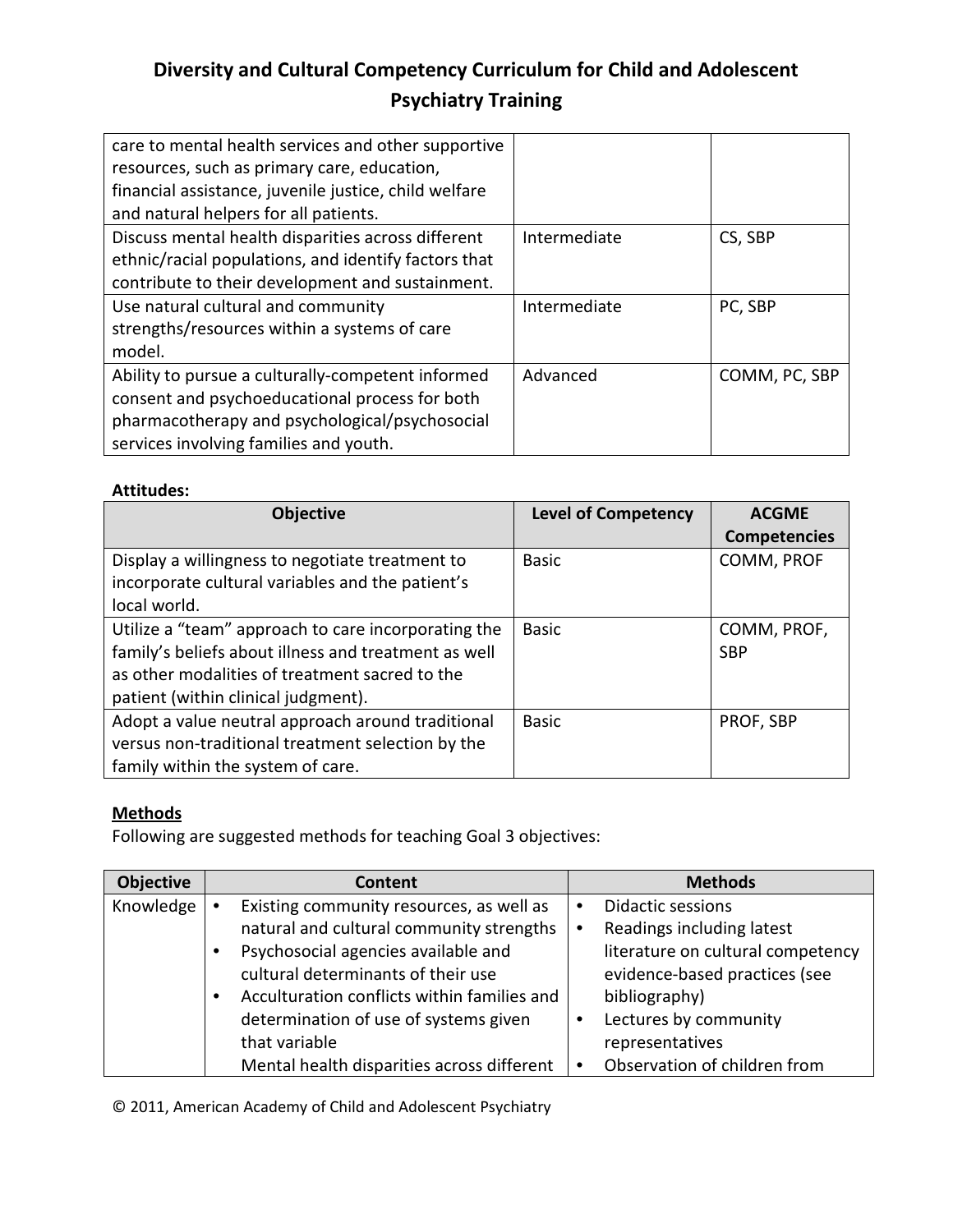| | | |
|---|---|---|
| care to mental health services and other supportive resources, such as primary care, education, financial assistance, juvenile justice, child welfare and natural helpers for all patients. | | |
| Discuss mental health disparities across different ethnic/racial populations, and identify factors that contribute to their development and sustainment. | Intermediate | CS, SBP |
| Use natural cultural and community strengths/resources within a systems of care model. | Intermediate | PC, SBP |
| Ability to pursue a culturally-competent informed consent and psychoeducational process for both pharmacotherapy and psychological/psychosocial services involving families and youth. | Advanced | COMM, PC, SBP |

**Attitudes:**

| Objective | Level of Competency | ACGME Competencies |
|---|---|---|
| Display a willingness to negotiate treatment to incorporate cultural variables and the patient's local world. | Basic | COMM, PROF |
| Utilize a "team" approach to care incorporating the family's beliefs about illness and treatment as well as other modalities of treatment sacred to the patient (within clinical judgment). | Basic | COMM, PROF, SBP |
| Adopt a value neutral approach around traditional versus non-traditional treatment selection by the family within the system of care. | Basic | PROF, SBP |

**Methods**

Following are suggested methods for teaching Goal 3 objectives:

| Objective | Content | Methods |
|---|---|---|
| Knowledge | • Existing community resources, as well as natural and cultural community strengths<br>• Psychosocial agencies available and cultural determinants of their use<br>• Acculturation conflicts within families and determination of use of systems given that variable<br>Mental health disparities across different | • Didactic sessions<br>• Readings including latest literature on cultural competency evidence-based practices (see bibliography)<br>• Lectures by community representatives<br>• Observation of children from |

© 2011, American Academy of Child and Adolescent Psychiatry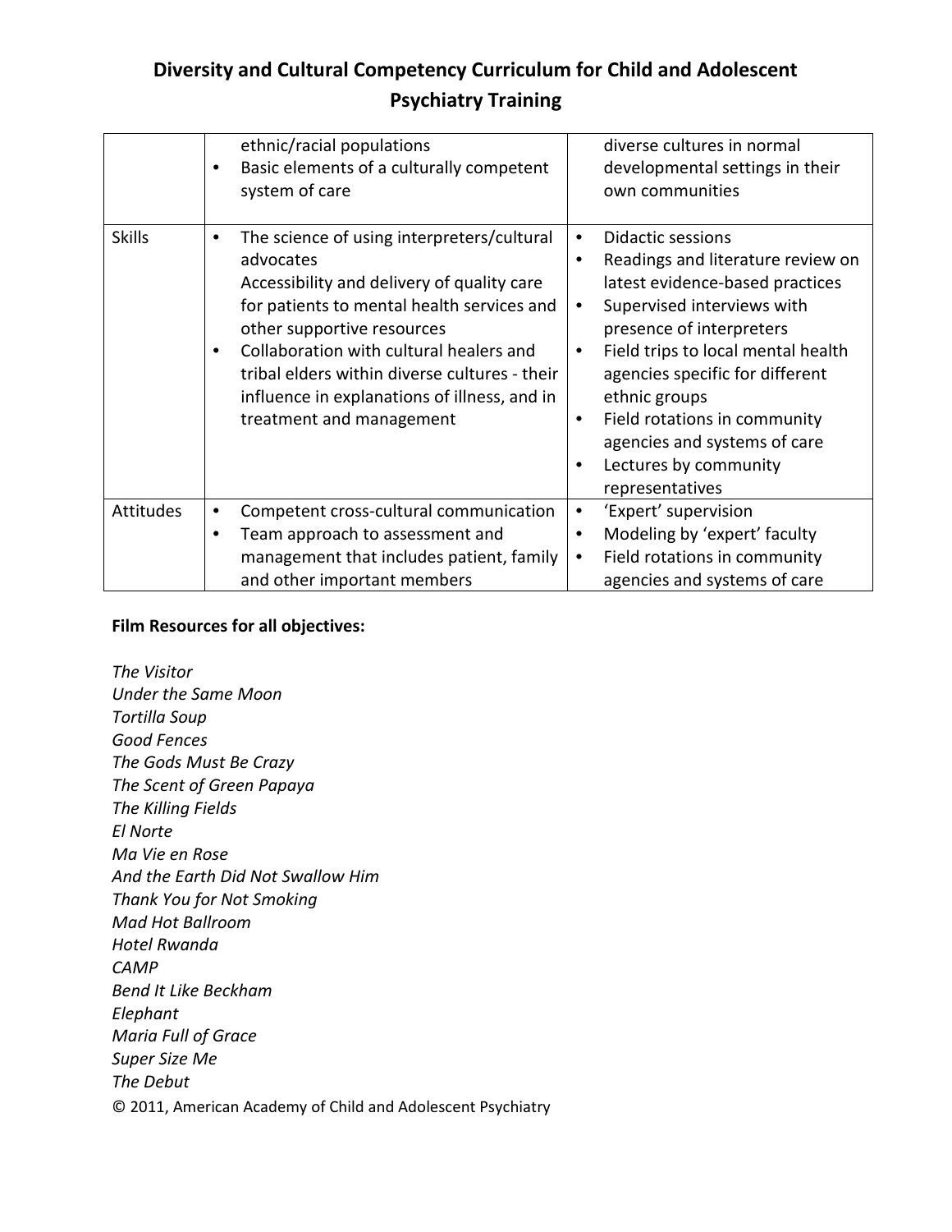# Diversity and Cultural Competency Curriculum for Child and Adolescent Psychiatry Training

| | | |
|---|---|---|
| | ethnic/racial populations<br>• Basic elements of a culturally competent system of care | diverse cultures in normal developmental settings in their own communities |
| Skills | • The science of using interpreters/cultural advocates<br>Accessibility and delivery of quality care for patients to mental health services and other supportive resources<br>• Collaboration with cultural healers and tribal elders within diverse cultures - their influence in explanations of illness, and in treatment and management | • Didactic sessions<br>• Readings and literature review on latest evidence-based practices<br>• Supervised interviews with presence of interpreters<br>• Field trips to local mental health agencies specific for different ethnic groups<br>• Field rotations in community agencies and systems of care<br>• Lectures by community representatives |
| Attitudes | • Competent cross-cultural communication<br>• Team approach to assessment and management that includes patient, family and other important members | • 'Expert' supervision<br>• Modeling by 'expert' faculty<br>• Field rotations in community agencies and systems of care |

**Film Resources for all objectives:**

*The Visitor*
*Under the Same Moon*
*Tortilla Soup*
*Good Fences*
*The Gods Must Be Crazy*
*The Scent of Green Papaya*
*The Killing Fields*
*El Norte*
*Ma Vie en Rose*
*And the Earth Did Not Swallow Him*
*Thank You for Not Smoking*
*Mad Hot Ballroom*
*Hotel Rwanda*
*CAMP*
*Bend It Like Beckham*
*Elephant*
*Maria Full of Grace*
*Super Size Me*
*The Debut*

© 2011, American Academy of Child and Adolescent Psychiatry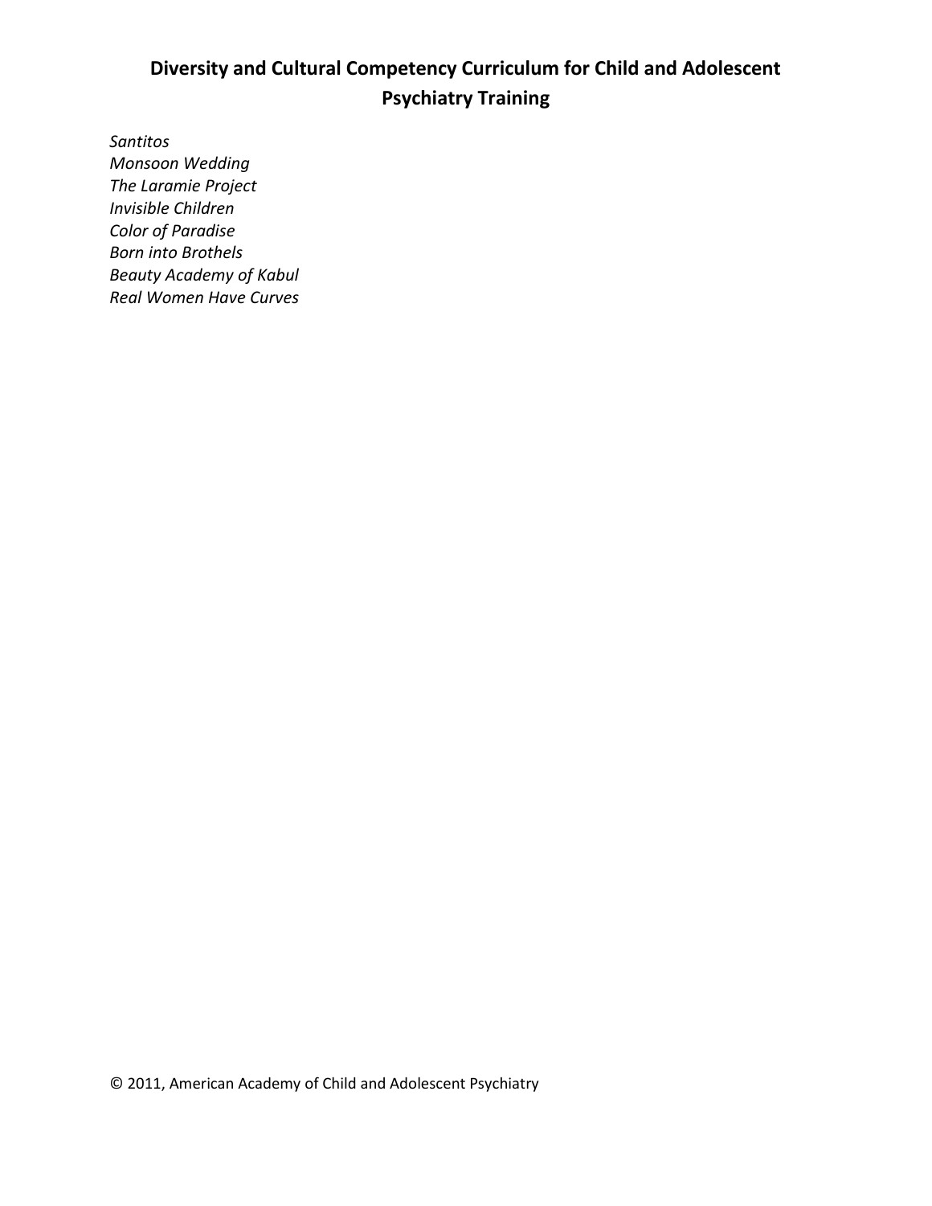*Santitos*
*Monsoon Wedding*
*The Laramie Project*
*Invisible Children*
*Color of Paradise*
*Born into Brothels*
*Beauty Academy of Kabul*
*Real Women Have Curves*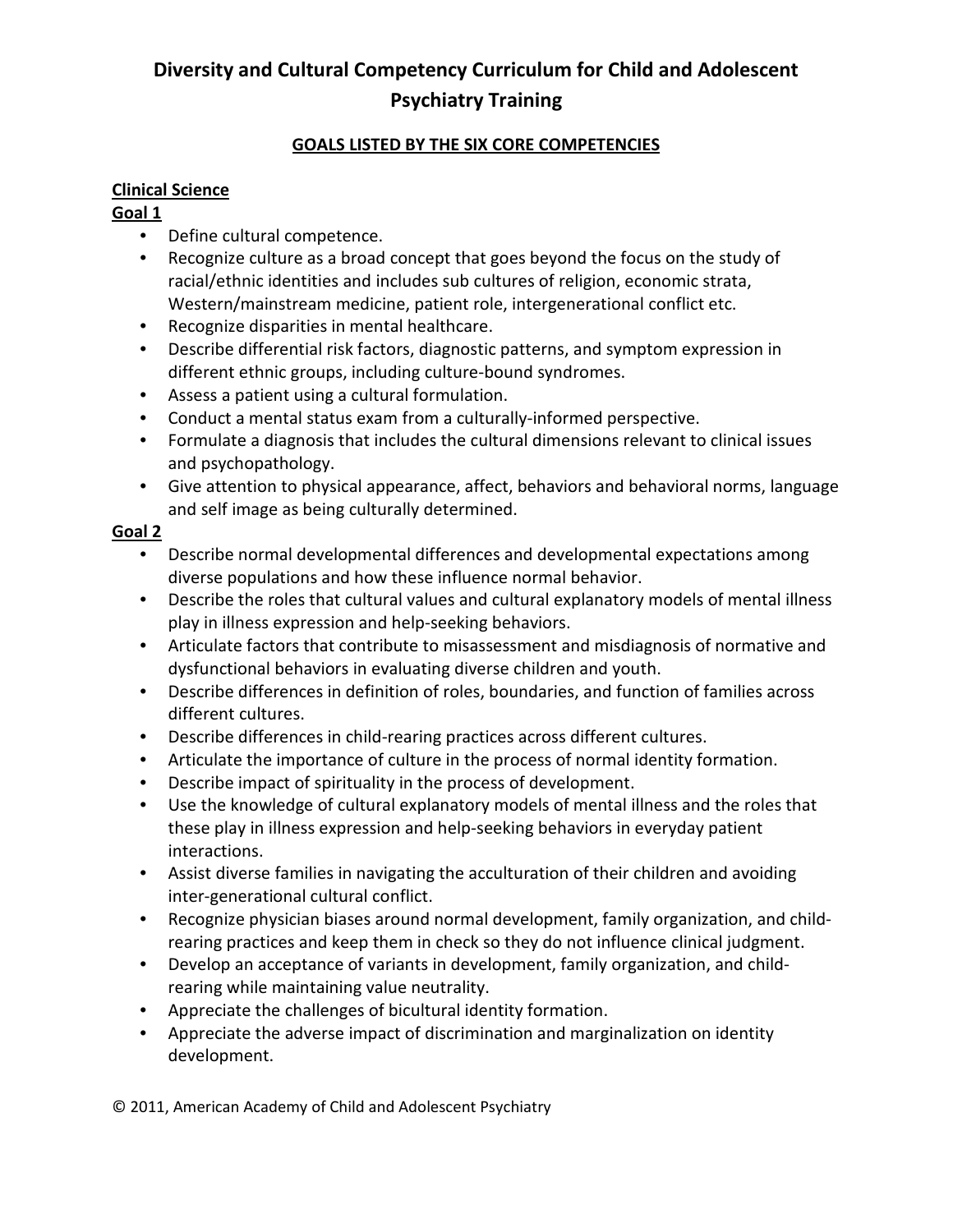# Diversity and Cultural Competency Curriculum for Child and Adolescent Psychiatry Training

## GOALS LISTED BY THE SIX CORE COMPETENCIES

### Clinical Science

**Goal 1**

- Define cultural competence.
- Recognize culture as a broad concept that goes beyond the focus on the study of racial/ethnic identities and includes sub cultures of religion, economic strata, Western/mainstream medicine, patient role, intergenerational conflict etc.
- Recognize disparities in mental healthcare.
- Describe differential risk factors, diagnostic patterns, and symptom expression in different ethnic groups, including culture-bound syndromes.
- Assess a patient using a cultural formulation.
- Conduct a mental status exam from a culturally-informed perspective.
- Formulate a diagnosis that includes the cultural dimensions relevant to clinical issues and psychopathology.
- Give attention to physical appearance, affect, behaviors and behavioral norms, language and self image as being culturally determined.

**Goal 2**

- Describe normal developmental differences and developmental expectations among diverse populations and how these influence normal behavior.
- Describe the roles that cultural values and cultural explanatory models of mental illness play in illness expression and help-seeking behaviors.
- Articulate factors that contribute to misassessment and misdiagnosis of normative and dysfunctional behaviors in evaluating diverse children and youth.
- Describe differences in definition of roles, boundaries, and function of families across different cultures.
- Describe differences in child-rearing practices across different cultures.
- Articulate the importance of culture in the process of normal identity formation.
- Describe impact of spirituality in the process of development.
- Use the knowledge of cultural explanatory models of mental illness and the roles that these play in illness expression and help-seeking behaviors in everyday patient interactions.
- Assist diverse families in navigating the acculturation of their children and avoiding inter-generational cultural conflict.
- Recognize physician biases around normal development, family organization, and child-rearing practices and keep them in check so they do not influence clinical judgment.
- Develop an acceptance of variants in development, family organization, and child-rearing while maintaining value neutrality.
- Appreciate the challenges of bicultural identity formation.
- Appreciate the adverse impact of discrimination and marginalization on identity development.

© 2011, American Academy of Child and Adolescent Psychiatry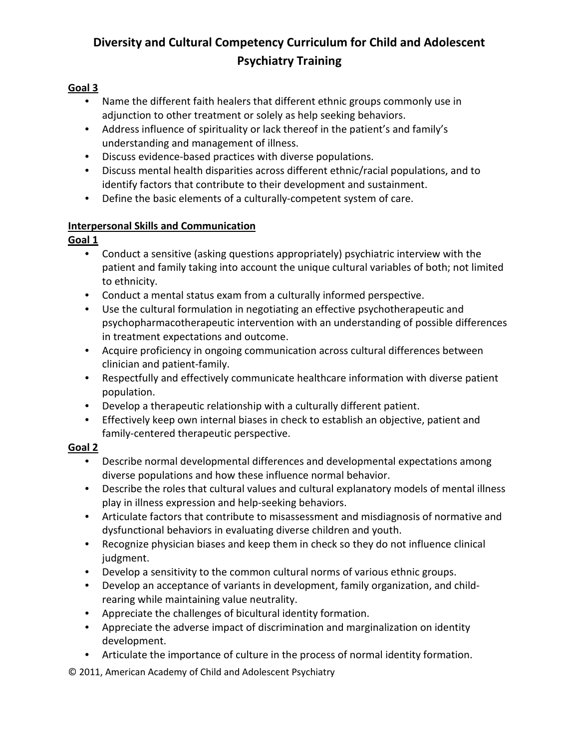# Diversity and Cultural Competency Curriculum for Child and Adolescent Psychiatry Training

**Goal 3**

- Name the different faith healers that different ethnic groups commonly use in adjunction to other treatment or solely as help seeking behaviors.
- Address influence of spirituality or lack thereof in the patient's and family's understanding and management of illness.
- Discuss evidence-based practices with diverse populations.
- Discuss mental health disparities across different ethnic/racial populations, and to identify factors that contribute to their development and sustainment.
- Define the basic elements of a culturally-competent system of care.

**Interpersonal Skills and Communication**

**Goal 1**

- Conduct a sensitive (asking questions appropriately) psychiatric interview with the patient and family taking into account the unique cultural variables of both; not limited to ethnicity.
- Conduct a mental status exam from a culturally informed perspective.
- Use the cultural formulation in negotiating an effective psychotherapeutic and psychopharmacotherapeutic intervention with an understanding of possible differences in treatment expectations and outcome.
- Acquire proficiency in ongoing communication across cultural differences between clinician and patient-family.
- Respectfully and effectively communicate healthcare information with diverse patient population.
- Develop a therapeutic relationship with a culturally different patient.
- Effectively keep own internal biases in check to establish an objective, patient and family-centered therapeutic perspective.

**Goal 2**

- Describe normal developmental differences and developmental expectations among diverse populations and how these influence normal behavior.
- Describe the roles that cultural values and cultural explanatory models of mental illness play in illness expression and help-seeking behaviors.
- Articulate factors that contribute to misassessment and misdiagnosis of normative and dysfunctional behaviors in evaluating diverse children and youth.
- Recognize physician biases and keep them in check so they do not influence clinical judgment.
- Develop a sensitivity to the common cultural norms of various ethnic groups.
- Develop an acceptance of variants in development, family organization, and child-rearing while maintaining value neutrality.
- Appreciate the challenges of bicultural identity formation.
- Appreciate the adverse impact of discrimination and marginalization on identity development.
- Articulate the importance of culture in the process of normal identity formation.

© 2011, American Academy of Child and Adolescent Psychiatry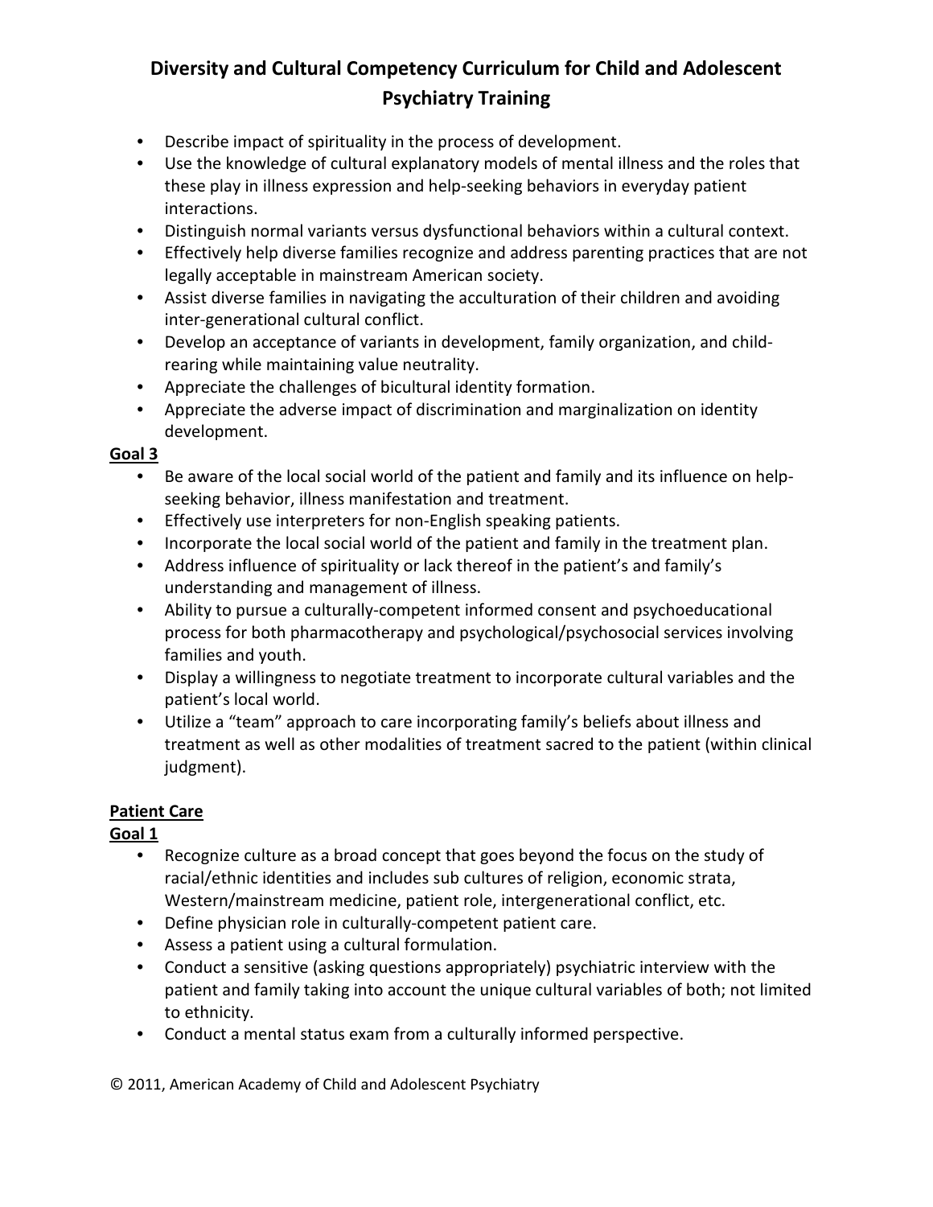- Describe impact of spirituality in the process of development.
- Use the knowledge of cultural explanatory models of mental illness and the roles that these play in illness expression and help-seeking behaviors in everyday patient interactions.
- Distinguish normal variants versus dysfunctional behaviors within a cultural context.
- Effectively help diverse families recognize and address parenting practices that are not legally acceptable in mainstream American society.
- Assist diverse families in navigating the acculturation of their children and avoiding inter-generational cultural conflict.
- Develop an acceptance of variants in development, family organization, and child-rearing while maintaining value neutrality.
- Appreciate the challenges of bicultural identity formation.
- Appreciate the adverse impact of discrimination and marginalization on identity development.

**Goal 3**

- Be aware of the local social world of the patient and family and its influence on help-seeking behavior, illness manifestation and treatment.
- Effectively use interpreters for non-English speaking patients.
- Incorporate the local social world of the patient and family in the treatment plan.
- Address influence of spirituality or lack thereof in the patient's and family's understanding and management of illness.
- Ability to pursue a culturally-competent informed consent and psychoeducational process for both pharmacotherapy and psychological/psychosocial services involving families and youth.
- Display a willingness to negotiate treatment to incorporate cultural variables and the patient's local world.
- Utilize a "team" approach to care incorporating family's beliefs about illness and treatment as well as other modalities of treatment sacred to the patient (within clinical judgment).

**Patient Care**

**Goal 1**

- Recognize culture as a broad concept that goes beyond the focus on the study of racial/ethnic identities and includes sub cultures of religion, economic strata, Western/mainstream medicine, patient role, intergenerational conflict, etc.
- Define physician role in culturally-competent patient care.
- Assess a patient using a cultural formulation.
- Conduct a sensitive (asking questions appropriately) psychiatric interview with the patient and family taking into account the unique cultural variables of both; not limited to ethnicity.
- Conduct a mental status exam from a culturally informed perspective.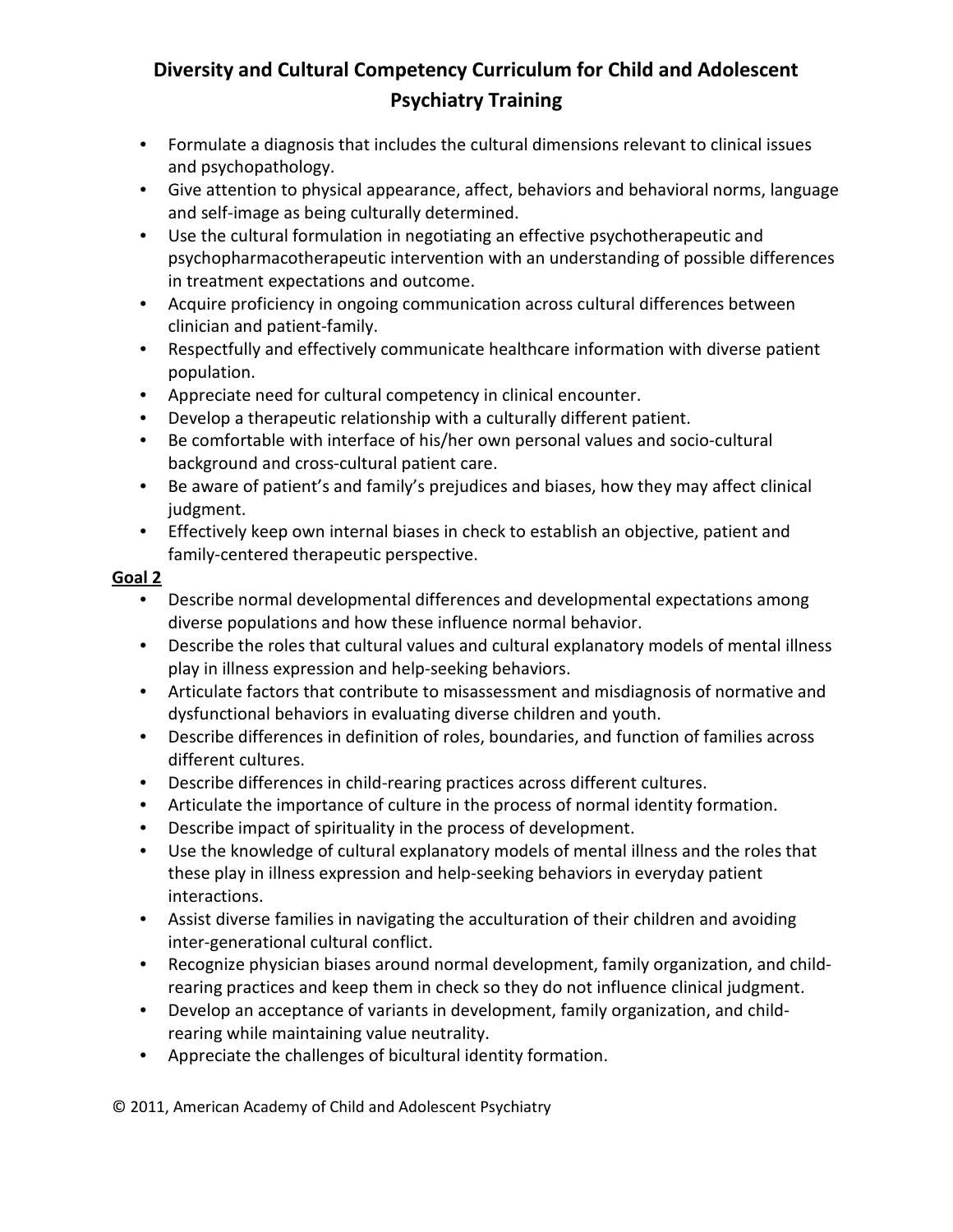# Diversity and Cultural Competency Curriculum for Child and Adolescent Psychiatry Training

- Formulate a diagnosis that includes the cultural dimensions relevant to clinical issues and psychopathology.
- Give attention to physical appearance, affect, behaviors and behavioral norms, language and self-image as being culturally determined.
- Use the cultural formulation in negotiating an effective psychotherapeutic and psychopharmacotherapeutic intervention with an understanding of possible differences in treatment expectations and outcome.
- Acquire proficiency in ongoing communication across cultural differences between clinician and patient-family.
- Respectfully and effectively communicate healthcare information with diverse patient population.
- Appreciate need for cultural competency in clinical encounter.
- Develop a therapeutic relationship with a culturally different patient.
- Be comfortable with interface of his/her own personal values and socio-cultural background and cross-cultural patient care.
- Be aware of patient's and family's prejudices and biases, how they may affect clinical judgment.
- Effectively keep own internal biases in check to establish an objective, patient and family-centered therapeutic perspective.

**Goal 2**

- Describe normal developmental differences and developmental expectations among diverse populations and how these influence normal behavior.
- Describe the roles that cultural values and cultural explanatory models of mental illness play in illness expression and help-seeking behaviors.
- Articulate factors that contribute to misassessment and misdiagnosis of normative and dysfunctional behaviors in evaluating diverse children and youth.
- Describe differences in definition of roles, boundaries, and function of families across different cultures.
- Describe differences in child-rearing practices across different cultures.
- Articulate the importance of culture in the process of normal identity formation.
- Describe impact of spirituality in the process of development.
- Use the knowledge of cultural explanatory models of mental illness and the roles that these play in illness expression and help-seeking behaviors in everyday patient interactions.
- Assist diverse families in navigating the acculturation of their children and avoiding inter-generational cultural conflict.
- Recognize physician biases around normal development, family organization, and child-rearing practices and keep them in check so they do not influence clinical judgment.
- Develop an acceptance of variants in development, family organization, and child-rearing while maintaining value neutrality.
- Appreciate the challenges of bicultural identity formation.

© 2011, American Academy of Child and Adolescent Psychiatry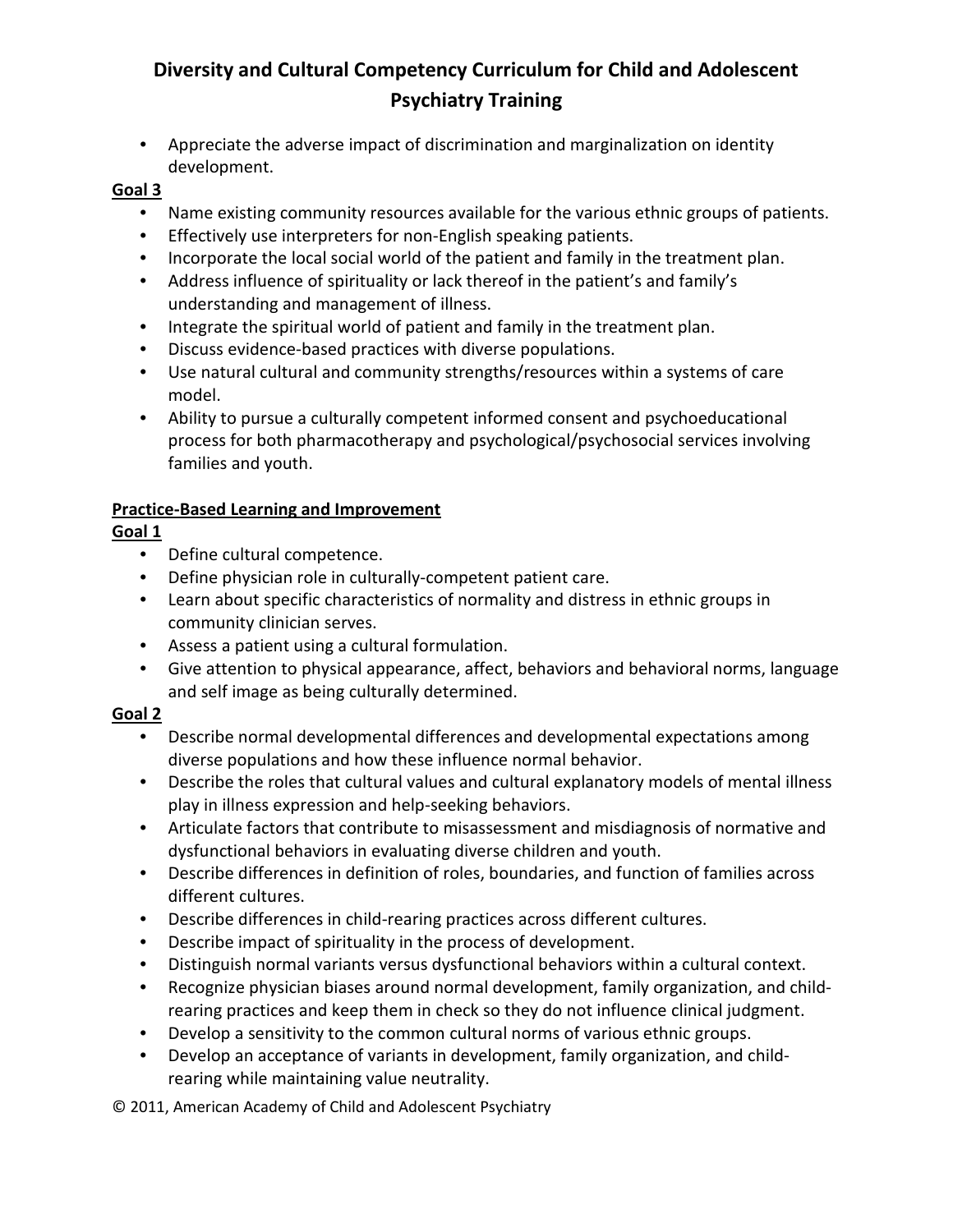- Appreciate the adverse impact of discrimination and marginalization on identity development.

**Goal 3**

- Name existing community resources available for the various ethnic groups of patients.
- Effectively use interpreters for non-English speaking patients.
- Incorporate the local social world of the patient and family in the treatment plan.
- Address influence of spirituality or lack thereof in the patient's and family's understanding and management of illness.
- Integrate the spiritual world of patient and family in the treatment plan.
- Discuss evidence-based practices with diverse populations.
- Use natural cultural and community strengths/resources within a systems of care model.
- Ability to pursue a culturally competent informed consent and psychoeducational process for both pharmacotherapy and psychological/psychosocial services involving families and youth.

**Practice-Based Learning and Improvement**

**Goal 1**

- Define cultural competence.
- Define physician role in culturally-competent patient care.
- Learn about specific characteristics of normality and distress in ethnic groups in community clinician serves.
- Assess a patient using a cultural formulation.
- Give attention to physical appearance, affect, behaviors and behavioral norms, language and self image as being culturally determined.

**Goal 2**

- Describe normal developmental differences and developmental expectations among diverse populations and how these influence normal behavior.
- Describe the roles that cultural values and cultural explanatory models of mental illness play in illness expression and help-seeking behaviors.
- Articulate factors that contribute to misassessment and misdiagnosis of normative and dysfunctional behaviors in evaluating diverse children and youth.
- Describe differences in definition of roles, boundaries, and function of families across different cultures.
- Describe differences in child-rearing practices across different cultures.
- Describe impact of spirituality in the process of development.
- Distinguish normal variants versus dysfunctional behaviors within a cultural context.
- Recognize physician biases around normal development, family organization, and child-rearing practices and keep them in check so they do not influence clinical judgment.
- Develop a sensitivity to the common cultural norms of various ethnic groups.
- Develop an acceptance of variants in development, family organization, and child-rearing while maintaining value neutrality.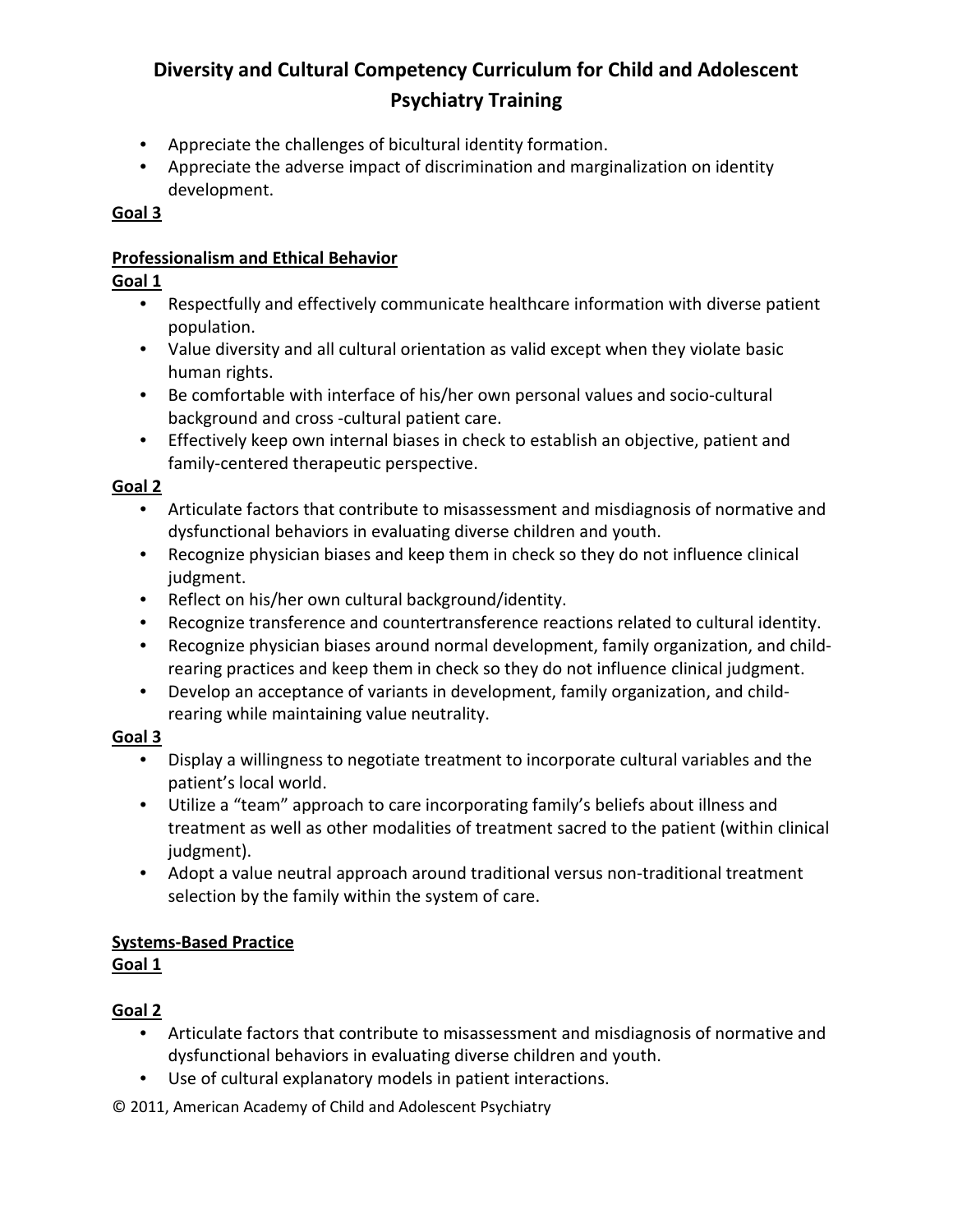- Appreciate the challenges of bicultural identity formation.
- Appreciate the adverse impact of discrimination and marginalization on identity development.

**Goal 3**

**Professionalism and Ethical Behavior**

**Goal 1**

- Respectfully and effectively communicate healthcare information with diverse patient population.
- Value diversity and all cultural orientation as valid except when they violate basic human rights.
- Be comfortable with interface of his/her own personal values and socio-cultural background and cross -cultural patient care.
- Effectively keep own internal biases in check to establish an objective, patient and family-centered therapeutic perspective.

**Goal 2**

- Articulate factors that contribute to misassessment and misdiagnosis of normative and dysfunctional behaviors in evaluating diverse children and youth.
- Recognize physician biases and keep them in check so they do not influence clinical judgment.
- Reflect on his/her own cultural background/identity.
- Recognize transference and countertransference reactions related to cultural identity.
- Recognize physician biases around normal development, family organization, and child-rearing practices and keep them in check so they do not influence clinical judgment.
- Develop an acceptance of variants in development, family organization, and child-rearing while maintaining value neutrality.

**Goal 3**

- Display a willingness to negotiate treatment to incorporate cultural variables and the patient's local world.
- Utilize a "team" approach to care incorporating family's beliefs about illness and treatment as well as other modalities of treatment sacred to the patient (within clinical judgment).
- Adopt a value neutral approach around traditional versus non-traditional treatment selection by the family within the system of care.

**Systems-Based Practice**

**Goal 1**

**Goal 2**

- Articulate factors that contribute to misassessment and misdiagnosis of normative and dysfunctional behaviors in evaluating diverse children and youth.
- Use of cultural explanatory models in patient interactions.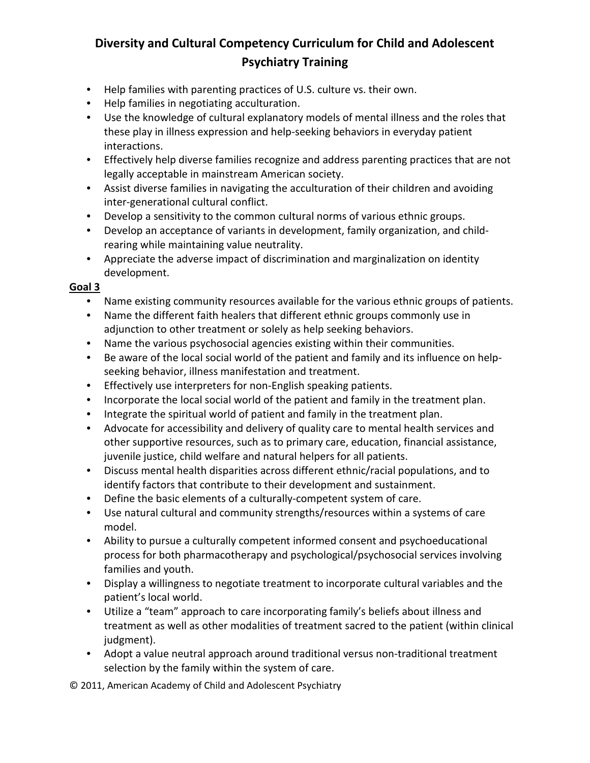- Help families with parenting practices of U.S. culture vs. their own.
- Help families in negotiating acculturation.
- Use the knowledge of cultural explanatory models of mental illness and the roles that these play in illness expression and help-seeking behaviors in everyday patient interactions.
- Effectively help diverse families recognize and address parenting practices that are not legally acceptable in mainstream American society.
- Assist diverse families in navigating the acculturation of their children and avoiding inter-generational cultural conflict.
- Develop a sensitivity to the common cultural norms of various ethnic groups.
- Develop an acceptance of variants in development, family organization, and child-rearing while maintaining value neutrality.
- Appreciate the adverse impact of discrimination and marginalization on identity development.

**Goal 3**

- Name existing community resources available for the various ethnic groups of patients.
- Name the different faith healers that different ethnic groups commonly use in adjunction to other treatment or solely as help seeking behaviors.
- Name the various psychosocial agencies existing within their communities.
- Be aware of the local social world of the patient and family and its influence on help-seeking behavior, illness manifestation and treatment.
- Effectively use interpreters for non-English speaking patients.
- Incorporate the local social world of the patient and family in the treatment plan.
- Integrate the spiritual world of patient and family in the treatment plan.
- Advocate for accessibility and delivery of quality care to mental health services and other supportive resources, such as to primary care, education, financial assistance, juvenile justice, child welfare and natural helpers for all patients.
- Discuss mental health disparities across different ethnic/racial populations, and to identify factors that contribute to their development and sustainment.
- Define the basic elements of a culturally-competent system of care.
- Use natural cultural and community strengths/resources within a systems of care model.
- Ability to pursue a culturally competent informed consent and psychoeducational process for both pharmacotherapy and psychological/psychosocial services involving families and youth.
- Display a willingness to negotiate treatment to incorporate cultural variables and the patient's local world.
- Utilize a "team" approach to care incorporating family's beliefs about illness and treatment as well as other modalities of treatment sacred to the patient (within clinical judgment).
- Adopt a value neutral approach around traditional versus non-traditional treatment selection by the family within the system of care.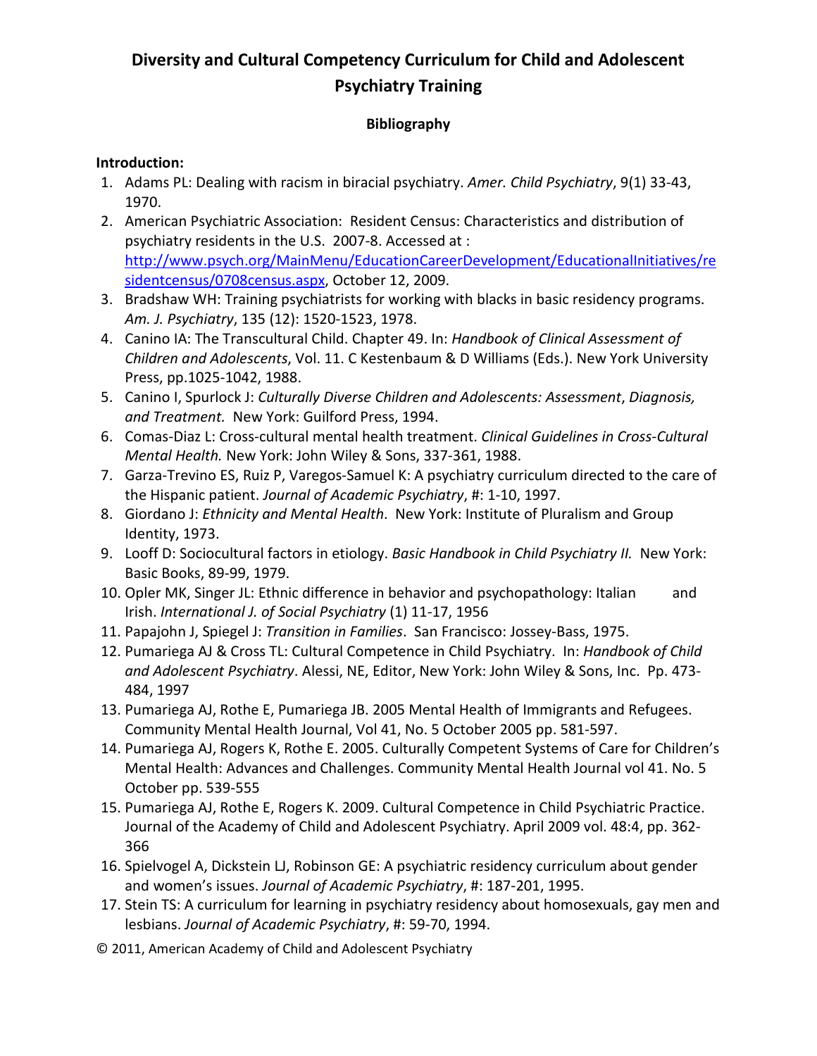# Diversity and Cultural Competency Curriculum for Child and Adolescent Psychiatry Training

## Bibliography

**Introduction:**

1. Adams PL: Dealing with racism in biracial psychiatry. *Amer. Child Psychiatry*, 9(1) 33-43, 1970.
2. American Psychiatric Association: Resident Census: Characteristics and distribution of psychiatry residents in the U.S. 2007-8. Accessed at : http://www.psych.org/MainMenu/EducationCareerDevelopment/EducationalInitiatives/residentcensus/0708census.aspx, October 12, 2009.
3. Bradshaw WH: Training psychiatrists for working with blacks in basic residency programs. *Am. J. Psychiatry*, 135 (12): 1520-1523, 1978.
4. Canino IA: The Transcultural Child. Chapter 49. In: *Handbook of Clinical Assessment of Children and Adolescents*, Vol. 11. C Kestenbaum & D Williams (Eds.). New York University Press, pp.1025-1042, 1988.
5. Canino I, Spurlock J: *Culturally Diverse Children and Adolescents: Assessment*, *Diagnosis, and Treatment.* New York: Guilford Press, 1994.
6. Comas-Diaz L: Cross-cultural mental health treatment. *Clinical Guidelines in Cross-Cultural Mental Health.* New York: John Wiley & Sons, 337-361, 1988.
7. Garza-Trevino ES, Ruiz P, Varegos-Samuel K: A psychiatry curriculum directed to the care of the Hispanic patient. *Journal of Academic Psychiatry*, #: 1-10, 1997.
8. Giordano J: *Ethnicity and Mental Health*. New York: Institute of Pluralism and Group Identity, 1973.
9. Looff D: Sociocultural factors in etiology. *Basic Handbook in Child Psychiatry II.* New York: Basic Books, 89-99, 1979.
10. Opler MK, Singer JL: Ethnic difference in behavior and psychopathology: Italian and Irish. *International J. of Social Psychiatry* (1) 11-17, 1956
11. Papajohn J, Spiegel J: *Transition in Families*. San Francisco: Jossey-Bass, 1975.
12. Pumariega AJ & Cross TL: Cultural Competence in Child Psychiatry. In: *Handbook of Child and Adolescent Psychiatry*. Alessi, NE, Editor, New York: John Wiley & Sons, Inc. Pp. 473-484, 1997
13. Pumariega AJ, Rothe E, Pumariega JB. 2005 Mental Health of Immigrants and Refugees. Community Mental Health Journal, Vol 41, No. 5 October 2005 pp. 581-597.
14. Pumariega AJ, Rogers K, Rothe E. 2005. Culturally Competent Systems of Care for Children's Mental Health: Advances and Challenges. Community Mental Health Journal vol 41. No. 5 October pp. 539-555
15. Pumariega AJ, Rothe E, Rogers K. 2009. Cultural Competence in Child Psychiatric Practice. Journal of the Academy of Child and Adolescent Psychiatry. April 2009 vol. 48:4, pp. 362-366
16. Spielvogel A, Dickstein LJ, Robinson GE: A psychiatric residency curriculum about gender and women's issues. *Journal of Academic Psychiatry*, #: 187-201, 1995.
17. Stein TS: A curriculum for learning in psychiatry residency about homosexuals, gay men and lesbians. *Journal of Academic Psychiatry*, #: 59-70, 1994.

© 2011, American Academy of Child and Adolescent Psychiatry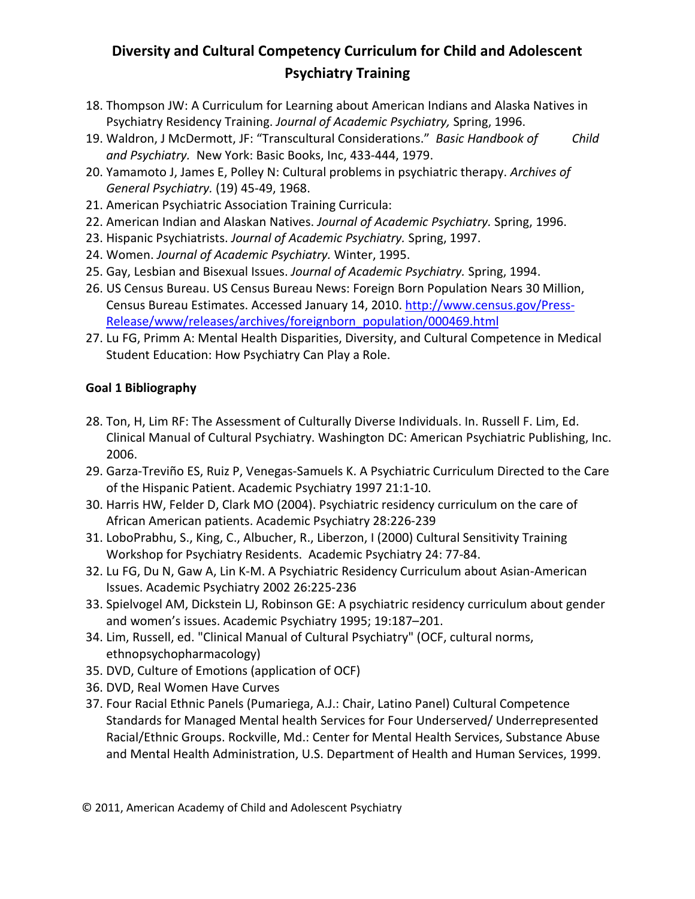18. Thompson JW: A Curriculum for Learning about American Indians and Alaska Natives in Psychiatry Residency Training. *Journal of Academic Psychiatry,* Spring, 1996.
19. Waldron, J McDermott, JF: "Transcultural Considerations." *Basic Handbook of Child and Psychiatry.* New York: Basic Books, Inc, 433-444, 1979.
20. Yamamoto J, James E, Polley N: Cultural problems in psychiatric therapy. *Archives of General Psychiatry.* (19) 45-49, 1968.
21. American Psychiatric Association Training Curricula:
22. American Indian and Alaskan Natives. *Journal of Academic Psychiatry.* Spring, 1996.
23. Hispanic Psychiatrists. *Journal of Academic Psychiatry.* Spring, 1997.
24. Women. *Journal of Academic Psychiatry.* Winter, 1995.
25. Gay, Lesbian and Bisexual Issues. *Journal of Academic Psychiatry.* Spring, 1994.
26. US Census Bureau. US Census Bureau News: Foreign Born Population Nears 30 Million, Census Bureau Estimates. Accessed January 14, 2010. [http://www.census.gov/Press-Release/www/releases/archives/foreignborn_population/000469.html](http://www.census.gov/Press-Release/www/releases/archives/foreignborn_population/000469.html)
27. Lu FG, Primm A: Mental Health Disparities, Diversity, and Cultural Competence in Medical Student Education: How Psychiatry Can Play a Role.

**Goal 1 Bibliography**

28. Ton, H, Lim RF: The Assessment of Culturally Diverse Individuals. In. Russell F. Lim, Ed. Clinical Manual of Cultural Psychiatry. Washington DC: American Psychiatric Publishing, Inc. 2006.
29. Garza-Treviño ES, Ruiz P, Venegas-Samuels K. A Psychiatric Curriculum Directed to the Care of the Hispanic Patient. Academic Psychiatry 1997 21:1-10.
30. Harris HW, Felder D, Clark MO (2004). Psychiatric residency curriculum on the care of African American patients. Academic Psychiatry 28:226-239
31. LoboPrabhu, S., King, C., Albucher, R., Liberzon, I (2000) Cultural Sensitivity Training Workshop for Psychiatry Residents. Academic Psychiatry 24: 77-84.
32. Lu FG, Du N, Gaw A, Lin K-M. A Psychiatric Residency Curriculum about Asian-American Issues. Academic Psychiatry 2002 26:225-236
33. Spielvogel AM, Dickstein LJ, Robinson GE: A psychiatric residency curriculum about gender and women's issues. Academic Psychiatry 1995; 19:187–201.
34. Lim, Russell, ed. "Clinical Manual of Cultural Psychiatry" (OCF, cultural norms, ethnopsychopharmacology)
35. DVD, Culture of Emotions (application of OCF)
36. DVD, Real Women Have Curves
37. Four Racial Ethnic Panels (Pumariega, A.J.: Chair, Latino Panel) Cultural Competence Standards for Managed Mental health Services for Four Underserved/ Underrepresented Racial/Ethnic Groups. Rockville, Md.: Center for Mental Health Services, Substance Abuse and Mental Health Administration, U.S. Department of Health and Human Services, 1999.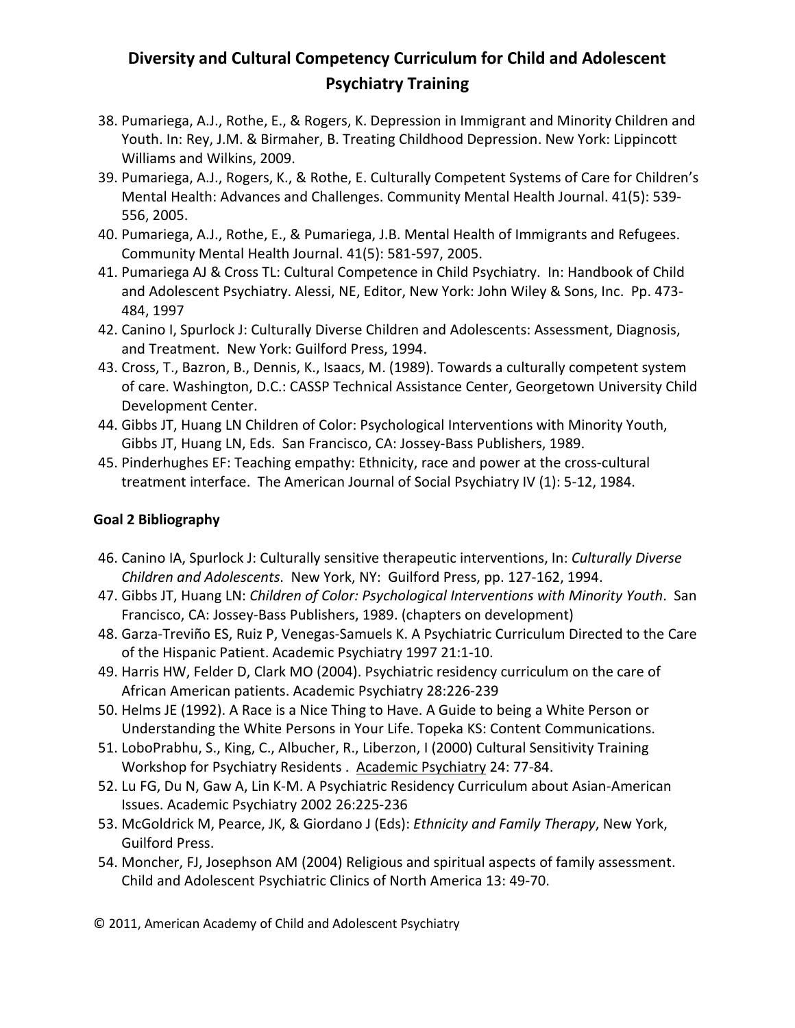38. Pumariega, A.J., Rothe, E., & Rogers, K. Depression in Immigrant and Minority Children and Youth. In: Rey, J.M. & Birmaher, B. Treating Childhood Depression. New York: Lippincott Williams and Wilkins, 2009.
39. Pumariega, A.J., Rogers, K., & Rothe, E. Culturally Competent Systems of Care for Children's Mental Health: Advances and Challenges. Community Mental Health Journal. 41(5): 539-556, 2005.
40. Pumariega, A.J., Rothe, E., & Pumariega, J.B. Mental Health of Immigrants and Refugees. Community Mental Health Journal. 41(5): 581-597, 2005.
41. Pumariega AJ & Cross TL: Cultural Competence in Child Psychiatry. In: Handbook of Child and Adolescent Psychiatry. Alessi, NE, Editor, New York: John Wiley & Sons, Inc. Pp. 473-484, 1997
42. Canino I, Spurlock J: Culturally Diverse Children and Adolescents: Assessment, Diagnosis, and Treatment. New York: Guilford Press, 1994.
43. Cross, T., Bazron, B., Dennis, K., Isaacs, M. (1989). Towards a culturally competent system of care. Washington, D.C.: CASSP Technical Assistance Center, Georgetown University Child Development Center.
44. Gibbs JT, Huang LN Children of Color: Psychological Interventions with Minority Youth, Gibbs JT, Huang LN, Eds. San Francisco, CA: Jossey-Bass Publishers, 1989.
45. Pinderhughes EF: Teaching empathy: Ethnicity, race and power at the cross-cultural treatment interface. The American Journal of Social Psychiatry IV (1): 5-12, 1984.

**Goal 2 Bibliography**

46. Canino IA, Spurlock J: Culturally sensitive therapeutic interventions, In: *Culturally Diverse Children and Adolescents*. New York, NY: Guilford Press, pp. 127-162, 1994.
47. Gibbs JT, Huang LN: *Children of Color: Psychological Interventions with Minority Youth*. San Francisco, CA: Jossey-Bass Publishers, 1989. (chapters on development)
48. Garza-Treviño ES, Ruiz P, Venegas-Samuels K. A Psychiatric Curriculum Directed to the Care of the Hispanic Patient. Academic Psychiatry 1997 21:1-10.
49. Harris HW, Felder D, Clark MO (2004). Psychiatric residency curriculum on the care of African American patients. Academic Psychiatry 28:226-239
50. Helms JE (1992). A Race is a Nice Thing to Have. A Guide to being a White Person or Understanding the White Persons in Your Life. Topeka KS: Content Communications.
51. LoboPrabhu, S., King, C., Albucher, R., Liberzon, I (2000) Cultural Sensitivity Training Workshop for Psychiatry Residents . Academic Psychiatry 24: 77-84.
52. Lu FG, Du N, Gaw A, Lin K-M. A Psychiatric Residency Curriculum about Asian-American Issues. Academic Psychiatry 2002 26:225-236
53. McGoldrick M, Pearce, JK, & Giordano J (Eds): *Ethnicity and Family Therapy*, New York, Guilford Press.
54. Moncher, FJ, Josephson AM (2004) Religious and spiritual aspects of family assessment. Child and Adolescent Psychiatric Clinics of North America 13: 49-70.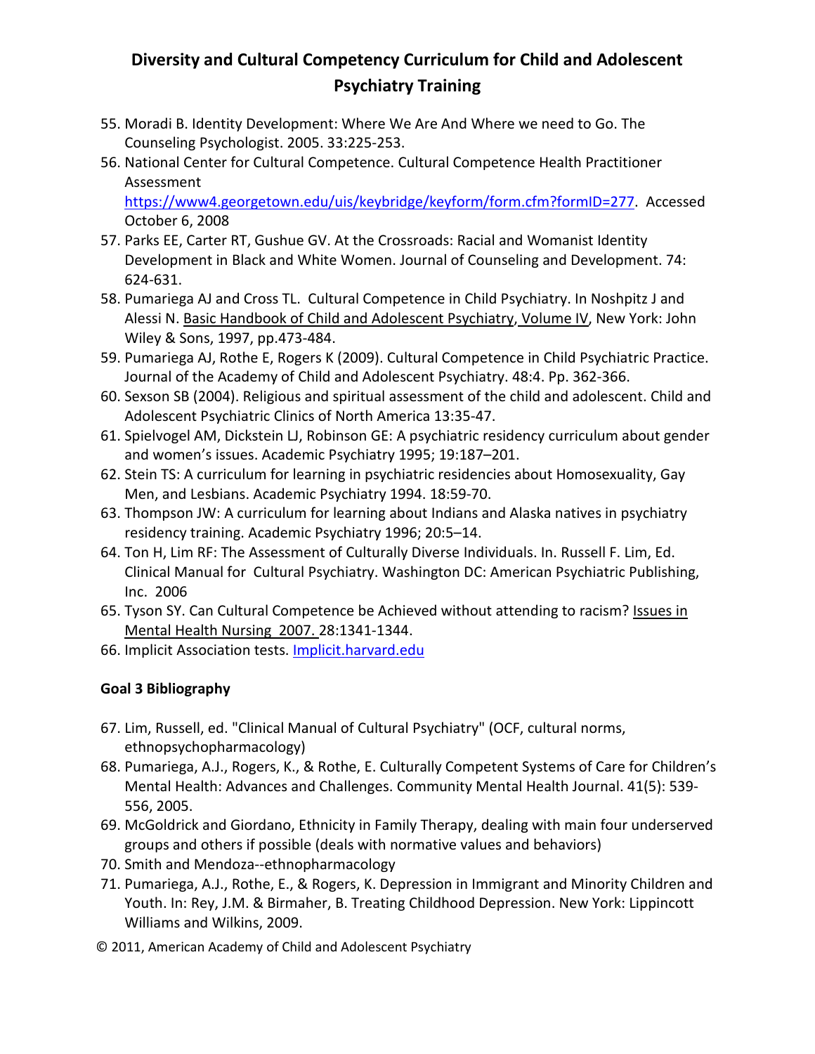55. Moradi B. Identity Development: Where We Are And Where we need to Go. The Counseling Psychologist. 2005. 33:225-253.
56. National Center for Cultural Competence. Cultural Competence Health Practitioner Assessment https://www4.georgetown.edu/uis/keybridge/keyform/form.cfm?formID=277. Accessed October 6, 2008
57. Parks EE, Carter RT, Gushue GV. At the Crossroads: Racial and Womanist Identity Development in Black and White Women. Journal of Counseling and Development. 74: 624-631.
58. Pumariega AJ and Cross TL. Cultural Competence in Child Psychiatry. In Noshpitz J and Alessi N. Basic Handbook of Child and Adolescent Psychiatry, Volume IV, New York: John Wiley & Sons, 1997, pp.473-484.
59. Pumariega AJ, Rothe E, Rogers K (2009). Cultural Competence in Child Psychiatric Practice. Journal of the Academy of Child and Adolescent Psychiatry. 48:4. Pp. 362-366.
60. Sexson SB (2004). Religious and spiritual assessment of the child and adolescent. Child and Adolescent Psychiatric Clinics of North America 13:35-47.
61. Spielvogel AM, Dickstein LJ, Robinson GE: A psychiatric residency curriculum about gender and women's issues. Academic Psychiatry 1995; 19:187–201.
62. Stein TS: A curriculum for learning in psychiatric residencies about Homosexuality, Gay Men, and Lesbians. Academic Psychiatry 1994. 18:59-70.
63. Thompson JW: A curriculum for learning about Indians and Alaska natives in psychiatry residency training. Academic Psychiatry 1996; 20:5–14.
64. Ton H, Lim RF: The Assessment of Culturally Diverse Individuals. In. Russell F. Lim, Ed. Clinical Manual for Cultural Psychiatry. Washington DC: American Psychiatric Publishing, Inc. 2006
65. Tyson SY. Can Cultural Competence be Achieved without attending to racism? Issues in Mental Health Nursing 2007. 28:1341-1344.
66. Implicit Association tests. Implicit.harvard.edu

**Goal 3 Bibliography**

67. Lim, Russell, ed. "Clinical Manual of Cultural Psychiatry" (OCF, cultural norms, ethnopsychopharmacology)
68. Pumariega, A.J., Rogers, K., & Rothe, E. Culturally Competent Systems of Care for Children's Mental Health: Advances and Challenges. Community Mental Health Journal. 41(5): 539-556, 2005.
69. McGoldrick and Giordano, Ethnicity in Family Therapy, dealing with main four underserved groups and others if possible (deals with normative values and behaviors)
70. Smith and Mendoza--ethnopharmacology
71. Pumariega, A.J., Rothe, E., & Rogers, K. Depression in Immigrant and Minority Children and Youth. In: Rey, J.M. & Birmaher, B. Treating Childhood Depression. New York: Lippincott Williams and Wilkins, 2009.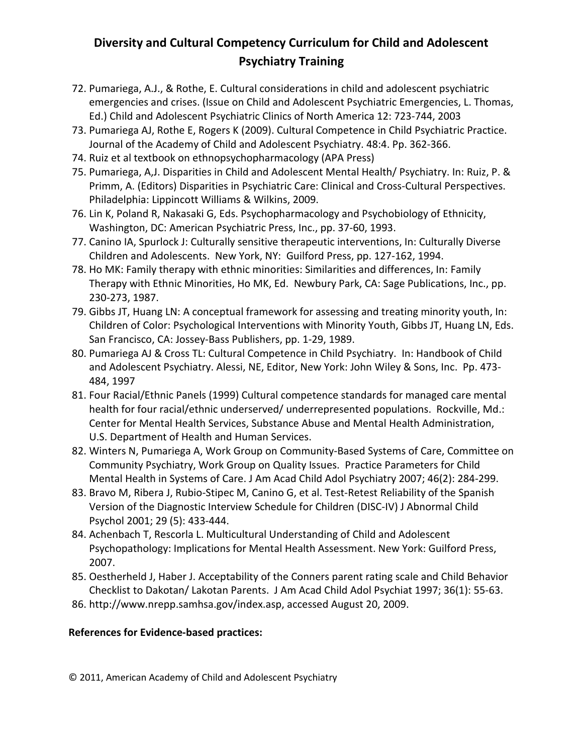72. Pumariega, A.J., & Rothe, E. Cultural considerations in child and adolescent psychiatric emergencies and crises. (Issue on Child and Adolescent Psychiatric Emergencies, L. Thomas, Ed.) Child and Adolescent Psychiatric Clinics of North America 12: 723-744, 2003
73. Pumariega AJ, Rothe E, Rogers K (2009). Cultural Competence in Child Psychiatric Practice. Journal of the Academy of Child and Adolescent Psychiatry. 48:4. Pp. 362-366.
74. Ruiz et al textbook on ethnopsychopharmacology (APA Press)
75. Pumariega, A,J. Disparities in Child and Adolescent Mental Health/ Psychiatry. In: Ruiz, P. & Primm, A. (Editors) Disparities in Psychiatric Care: Clinical and Cross-Cultural Perspectives. Philadelphia: Lippincott Williams & Wilkins, 2009.
76. Lin K, Poland R, Nakasaki G, Eds. Psychopharmacology and Psychobiology of Ethnicity, Washington, DC: American Psychiatric Press, Inc., pp. 37-60, 1993.
77. Canino IA, Spurlock J: Culturally sensitive therapeutic interventions, In: Culturally Diverse Children and Adolescents. New York, NY: Guilford Press, pp. 127-162, 1994.
78. Ho MK: Family therapy with ethnic minorities: Similarities and differences, In: Family Therapy with Ethnic Minorities, Ho MK, Ed. Newbury Park, CA: Sage Publications, Inc., pp. 230-273, 1987.
79. Gibbs JT, Huang LN: A conceptual framework for assessing and treating minority youth, In: Children of Color: Psychological Interventions with Minority Youth, Gibbs JT, Huang LN, Eds. San Francisco, CA: Jossey-Bass Publishers, pp. 1-29, 1989.
80. Pumariega AJ & Cross TL: Cultural Competence in Child Psychiatry. In: Handbook of Child and Adolescent Psychiatry. Alessi, NE, Editor, New York: John Wiley & Sons, Inc. Pp. 473-484, 1997
81. Four Racial/Ethnic Panels (1999) Cultural competence standards for managed care mental health for four racial/ethnic underserved/ underrepresented populations. Rockville, Md.: Center for Mental Health Services, Substance Abuse and Mental Health Administration, U.S. Department of Health and Human Services.
82. Winters N, Pumariega A, Work Group on Community-Based Systems of Care, Committee on Community Psychiatry, Work Group on Quality Issues. Practice Parameters for Child Mental Health in Systems of Care. J Am Acad Child Adol Psychiatry 2007; 46(2): 284-299.
83. Bravo M, Ribera J, Rubio-Stipec M, Canino G, et al. Test-Retest Reliability of the Spanish Version of the Diagnostic Interview Schedule for Children (DISC-IV) J Abnormal Child Psychol 2001; 29 (5): 433-444.
84. Achenbach T, Rescorla L. Multicultural Understanding of Child and Adolescent Psychopathology: Implications for Mental Health Assessment. New York: Guilford Press, 2007.
85. Oestherheld J, Haber J. Acceptability of the Conners parent rating scale and Child Behavior Checklist to Dakotan/ Lakotan Parents. J Am Acad Child Adol Psychiat 1997; 36(1): 55-63.
86. http://www.nrepp.samhsa.gov/index.asp, accessed August 20, 2009.

**References for Evidence-based practices:**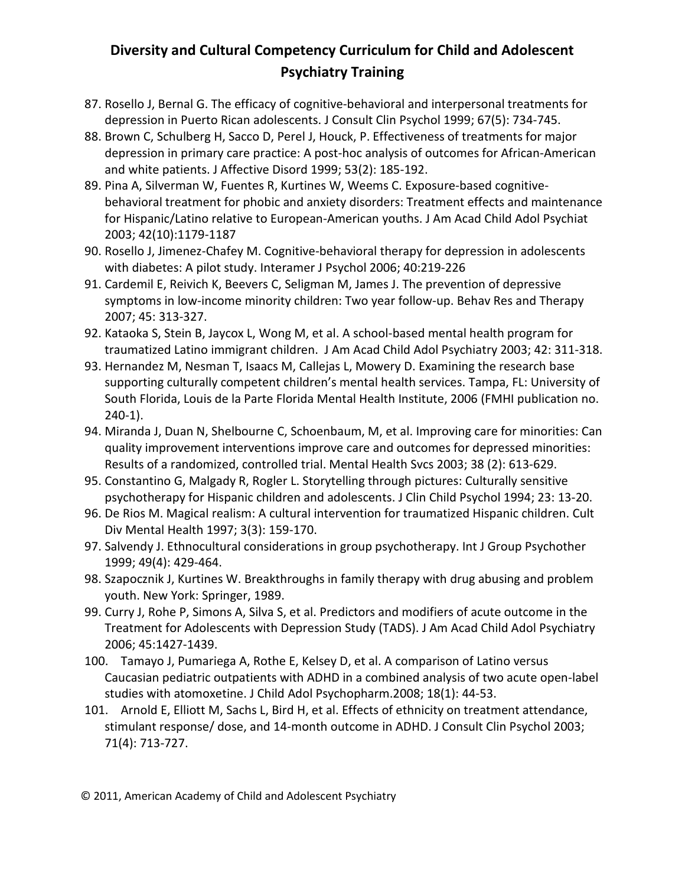87. Rosello J, Bernal G. The efficacy of cognitive-behavioral and interpersonal treatments for depression in Puerto Rican adolescents. J Consult Clin Psychol 1999; 67(5): 734-745.
88. Brown C, Schulberg H, Sacco D, Perel J, Houck, P. Effectiveness of treatments for major depression in primary care practice: A post-hoc analysis of outcomes for African-American and white patients. J Affective Disord 1999; 53(2): 185-192.
89. Pina A, Silverman W, Fuentes R, Kurtines W, Weems C. Exposure-based cognitive-behavioral treatment for phobic and anxiety disorders: Treatment effects and maintenance for Hispanic/Latino relative to European-American youths. J Am Acad Child Adol Psychiat 2003; 42(10):1179-1187
90. Rosello J, Jimenez-Chafey M. Cognitive-behavioral therapy for depression in adolescents with diabetes: A pilot study. Interamer J Psychol 2006; 40:219-226
91. Cardemil E, Reivich K, Beevers C, Seligman M, James J. The prevention of depressive symptoms in low-income minority children: Two year follow-up. Behav Res and Therapy 2007; 45: 313-327.
92. Kataoka S, Stein B, Jaycox L, Wong M, et al. A school-based mental health program for traumatized Latino immigrant children. J Am Acad Child Adol Psychiatry 2003; 42: 311-318.
93. Hernandez M, Nesman T, Isaacs M, Callejas L, Mowery D. Examining the research base supporting culturally competent children's mental health services. Tampa, FL: University of South Florida, Louis de la Parte Florida Mental Health Institute, 2006 (FMHI publication no. 240-1).
94. Miranda J, Duan N, Shelbourne C, Schoenbaum, M, et al. Improving care for minorities: Can quality improvement interventions improve care and outcomes for depressed minorities: Results of a randomized, controlled trial. Mental Health Svcs 2003; 38 (2): 613-629.
95. Constantino G, Malgady R, Rogler L. Storytelling through pictures: Culturally sensitive psychotherapy for Hispanic children and adolescents. J Clin Child Psychol 1994; 23: 13-20.
96. De Rios M. Magical realism: A cultural intervention for traumatized Hispanic children. Cult Div Mental Health 1997; 3(3): 159-170.
97. Salvendy J. Ethnocultural considerations in group psychotherapy. Int J Group Psychother 1999; 49(4): 429-464.
98. Szapocznik J, Kurtines W. Breakthroughs in family therapy with drug abusing and problem youth. New York: Springer, 1989.
99. Curry J, Rohe P, Simons A, Silva S, et al. Predictors and modifiers of acute outcome in the Treatment for Adolescents with Depression Study (TADS). J Am Acad Child Adol Psychiatry 2006; 45:1427-1439.
100. Tamayo J, Pumariega A, Rothe E, Kelsey D, et al. A comparison of Latino versus Caucasian pediatric outpatients with ADHD in a combined analysis of two acute open-label studies with atomoxetine. J Child Adol Psychopharm.2008; 18(1): 44-53.
101. Arnold E, Elliott M, Sachs L, Bird H, et al. Effects of ethnicity on treatment attendance, stimulant response/ dose, and 14-month outcome in ADHD. J Consult Clin Psychol 2003; 71(4): 713-727.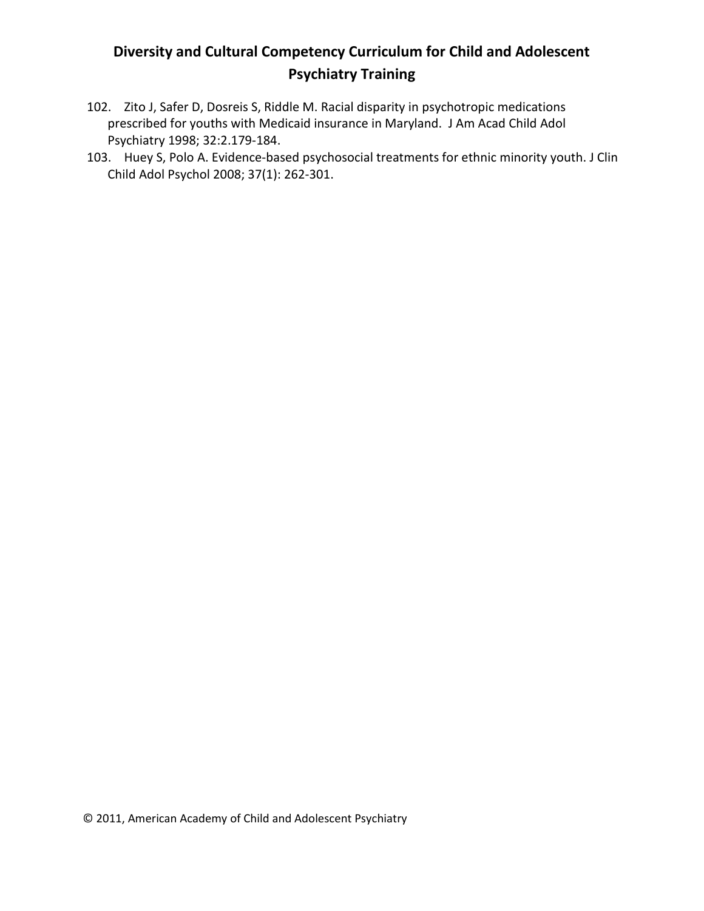102. Zito J, Safer D, Dosreis S, Riddle M. Racial disparity in psychotropic medications prescribed for youths with Medicaid insurance in Maryland. J Am Acad Child Adol Psychiatry 1998; 32:2.179-184.
103. Huey S, Polo A. Evidence-based psychosocial treatments for ethnic minority youth. J Clin Child Adol Psychol 2008; 37(1): 262-301.